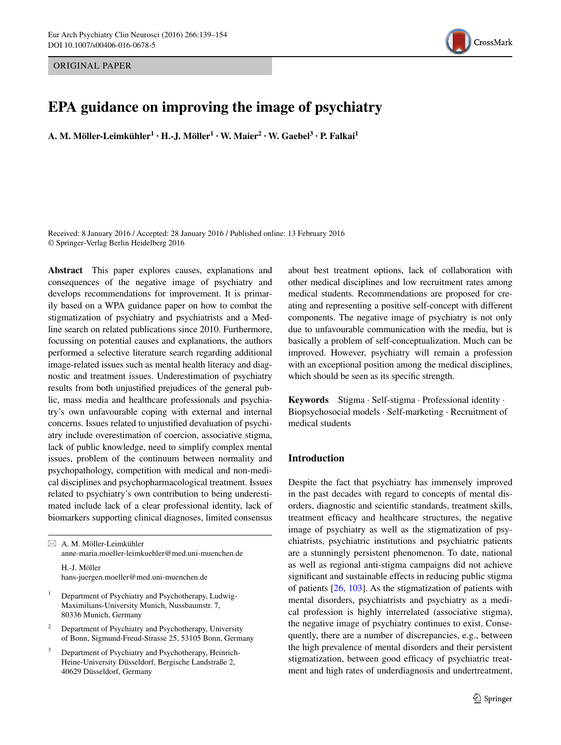ORIGINAL PAPER

# EPA guidance on improving the image of psychiatry

**A. M. Möller-Leimkühler[1] · H.-J. Möller[1] · W. Maier[2] · W. Gaebel[3] · P. Falkai[1]**

Received: 8 January 2016 / Accepted: 28 January 2016 / Published online: 13 February 2016
© Springer-Verlag Berlin Heidelberg 2016

**Abstract** This paper explores causes, explanations and consequences of the negative image of psychiatry and develops recommendations for improvement. It is primarily based on a WPA guidance paper on how to combat the stigmatization of psychiatry and psychiatrists and a Medline search on related publications since 2010. Furthermore, focussing on potential causes and explanations, the authors performed a selective literature search regarding additional image-related issues such as mental health literacy and diagnostic and treatment issues. Underestimation of psychiatry results from both unjustified prejudices of the general public, mass media and healthcare professionals and psychiatry's own unfavourable coping with external and internal concerns. Issues related to unjustified devaluation of psychiatry include overestimation of coercion, associative stigma, lack of public knowledge, need to simplify complex mental issues, problem of the continuum between normality and psychopathology, competition with medical and non-medical disciplines and psychopharmacological treatment. Issues related to psychiatry's own contribution to being underestimated include lack of a clear professional identity, lack of biomarkers supporting clinical diagnoses, limited consensus about best treatment options, lack of collaboration with other medical disciplines and low recruitment rates among medical students. Recommendations are proposed for creating and representing a positive self-concept with different components. The negative image of psychiatry is not only due to unfavourable communication with the media, but is basically a problem of self-conceptualization. Much can be improved. However, psychiatry will remain a profession with an exceptional position among the medical disciplines, which should be seen as its specific strength.

**Keywords** Stigma · Self-stigma · Professional identity · Biopsychosocial models · Self-marketing · Recruitment of medical students

## Introduction

Despite the fact that psychiatry has immensely improved in the past decades with regard to concepts of mental disorders, diagnostic and scientific standards, treatment skills, treatment efficacy and healthcare structures, the negative image of psychiatry as well as the stigmatization of psychiatrists, psychiatric institutions and psychiatric patients are a stunningly persistent phenomenon. To date, national as well as regional anti-stigma campaigns did not achieve significant and sustainable effects in reducing public stigma of patients [26, 103]. As the stigmatization of patients with mental disorders, psychiatrists and psychiatry as a medical profession is highly interrelated (associative stigma), the negative image of psychiatry continues to exist. Consequently, there are a number of discrepancies, e.g., between the high prevalence of mental disorders and their persistent stigmatization, between good efficacy of psychiatric treatment and high rates of underdiagnosis and undertreatment,

✉ A. M. Möller-Leimkühler
anne-maria.moeller-leimkuehler@med.uni-muenchen.de

H.-J. Möller
hans-juergen.moeller@med.uni-muenchen.de

[1] Department of Psychiatry and Psychotherapy, Ludwig-Maximilians-University Munich, Nussbaumstr. 7, 80336 Munich, Germany

[2] Department of Psychiatry and Psychotherapy, University of Bonn, Sigmund-Freud-Strasse 25, 53105 Bonn, Germany

[3] Department of Psychiatry and Psychotherapy, Heinrich-Heine-University Düsseldorf, Bergische Landstraße 2, 40629 Düsseldorf, Germany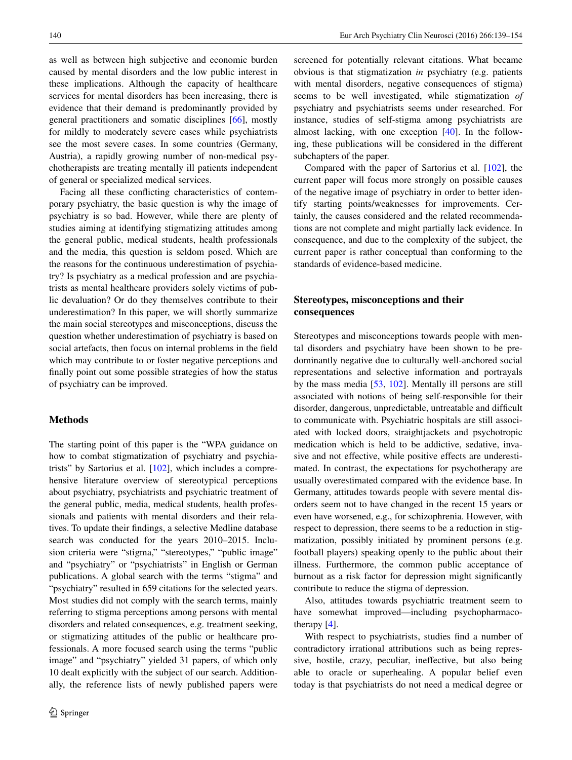as well as between high subjective and economic burden caused by mental disorders and the low public interest in these implications. Although the capacity of healthcare services for mental disorders has been increasing, there is evidence that their demand is predominantly provided by general practitioners and somatic disciplines [66], mostly for mildly to moderately severe cases while psychiatrists see the most severe cases. In some countries (Germany, Austria), a rapidly growing number of non-medical psychotherapists are treating mentally ill patients independent of general or specialized medical services.

Facing all these conflicting characteristics of contemporary psychiatry, the basic question is why the image of psychiatry is so bad. However, while there are plenty of studies aiming at identifying stigmatizing attitudes among the general public, medical students, health professionals and the media, this question is seldom posed. Which are the reasons for the continuous underestimation of psychiatry? Is psychiatry as a medical profession and are psychiatrists as mental healthcare providers solely victims of public devaluation? Or do they themselves contribute to their underestimation? In this paper, we will shortly summarize the main social stereotypes and misconceptions, discuss the question whether underestimation of psychiatry is based on social artefacts, then focus on internal problems in the field which may contribute to or foster negative perceptions and finally point out some possible strategies of how the status of psychiatry can be improved.

## Methods

The starting point of this paper is the "WPA guidance on how to combat stigmatization of psychiatry and psychiatrists" by Sartorius et al. [102], which includes a comprehensive literature overview of stereotypical perceptions about psychiatry, psychiatrists and psychiatric treatment of the general public, media, medical students, health professionals and patients with mental disorders and their relatives. To update their findings, a selective Medline database search was conducted for the years 2010–2015. Inclusion criteria were "stigma," "stereotypes," "public image" and "psychiatry" or "psychiatrists" in English or German publications. A global search with the terms "stigma" and "psychiatry" resulted in 659 citations for the selected years. Most studies did not comply with the search terms, mainly referring to stigma perceptions among persons with mental disorders and related consequences, e.g. treatment seeking, or stigmatizing attitudes of the public or healthcare professionals. A more focused search using the terms "public image" and "psychiatry" yielded 31 papers, of which only 10 dealt explicitly with the subject of our search. Additionally, the reference lists of newly published papers were screened for potentially relevant citations. What became obvious is that stigmatization *in* psychiatry (e.g. patients with mental disorders, negative consequences of stigma) seems to be well investigated, while stigmatization *of* psychiatry and psychiatrists seems under researched. For instance, studies of self-stigma among psychiatrists are almost lacking, with one exception [40]. In the following, these publications will be considered in the different subchapters of the paper.

Compared with the paper of Sartorius et al. [102], the current paper will focus more strongly on possible causes of the negative image of psychiatry in order to better identify starting points/weaknesses for improvements. Certainly, the causes considered and the related recommendations are not complete and might partially lack evidence. In consequence, and due to the complexity of the subject, the current paper is rather conceptual than conforming to the standards of evidence-based medicine.

## Stereotypes, misconceptions and their consequences

Stereotypes and misconceptions towards people with mental disorders and psychiatry have been shown to be predominantly negative due to culturally well-anchored social representations and selective information and portrayals by the mass media [53, 102]. Mentally ill persons are still associated with notions of being self-responsible for their disorder, dangerous, unpredictable, untreatable and difficult to communicate with. Psychiatric hospitals are still associated with locked doors, straightjackets and psychotropic medication which is held to be addictive, sedative, invasive and not effective, while positive effects are underestimated. In contrast, the expectations for psychotherapy are usually overestimated compared with the evidence base. In Germany, attitudes towards people with severe mental disorders seem not to have changed in the recent 15 years or even have worsened, e.g., for schizophrenia. However, with respect to depression, there seems to be a reduction in stigmatization, possibly initiated by prominent persons (e.g. football players) speaking openly to the public about their illness. Furthermore, the common public acceptance of burnout as a risk factor for depression might significantly contribute to reduce the stigma of depression.

Also, attitudes towards psychiatric treatment seem to have somewhat improved—including psychopharmacotherapy [4].

With respect to psychiatrists, studies find a number of contradictory irrational attributions such as being repressive, hostile, crazy, peculiar, ineffective, but also being able to oracle or superhealing. A popular belief even today is that psychiatrists do not need a medical degree or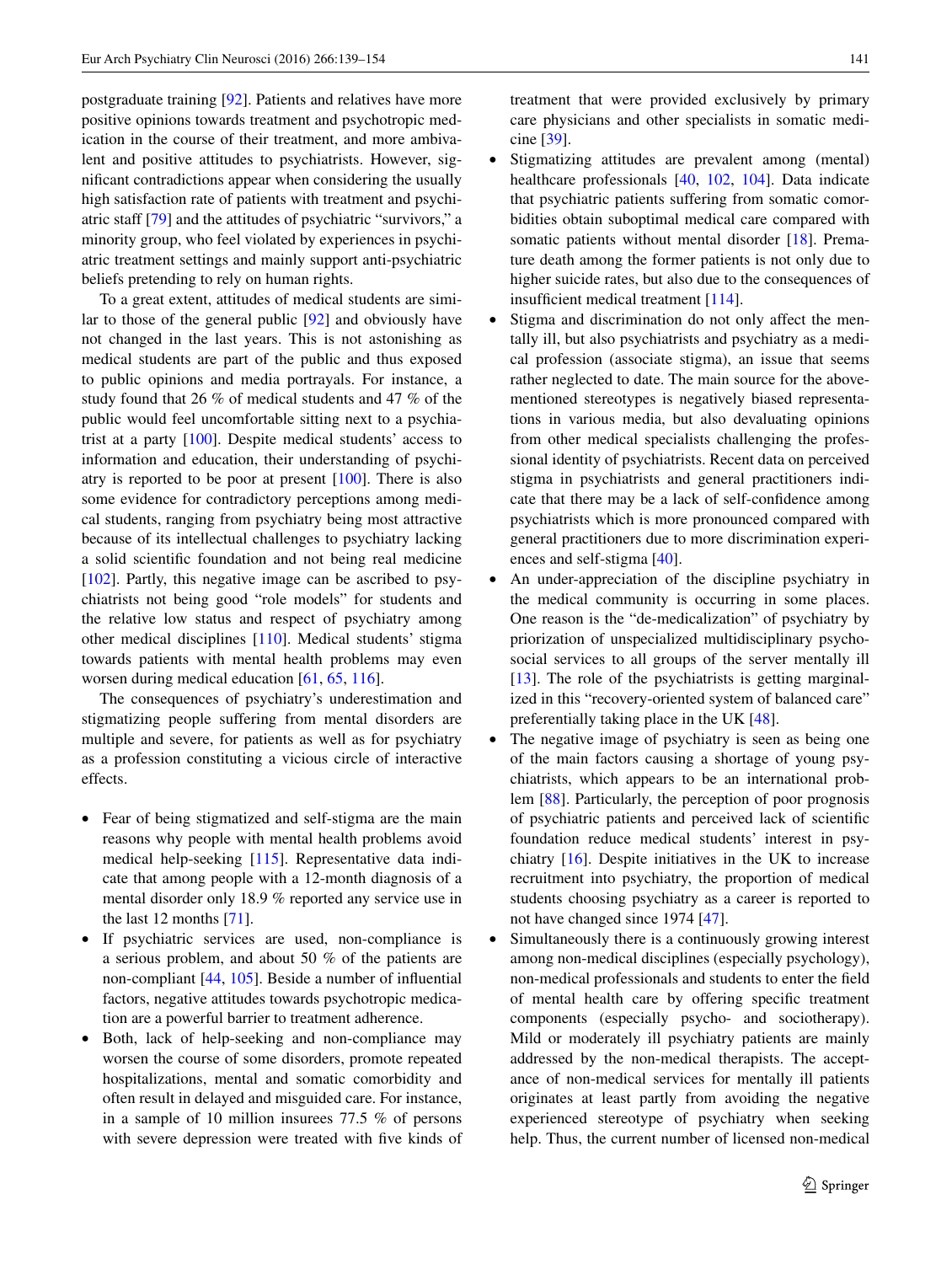postgraduate training [92]. Patients and relatives have more positive opinions towards treatment and psychotropic medication in the course of their treatment, and more ambivalent and positive attitudes to psychiatrists. However, significant contradictions appear when considering the usually high satisfaction rate of patients with treatment and psychiatric staff [79] and the attitudes of psychiatric "survivors," a minority group, who feel violated by experiences in psychiatric treatment settings and mainly support anti-psychiatric beliefs pretending to rely on human rights.

To a great extent, attitudes of medical students are similar to those of the general public [92] and obviously have not changed in the last years. This is not astonishing as medical students are part of the public and thus exposed to public opinions and media portrayals. For instance, a study found that 26 % of medical students and 47 % of the public would feel uncomfortable sitting next to a psychiatrist at a party [100]. Despite medical students' access to information and education, their understanding of psychiatry is reported to be poor at present [100]. There is also some evidence for contradictory perceptions among medical students, ranging from psychiatry being most attractive because of its intellectual challenges to psychiatry lacking a solid scientific foundation and not being real medicine [102]. Partly, this negative image can be ascribed to psychiatrists not being good "role models" for students and the relative low status and respect of psychiatry among other medical disciplines [110]. Medical students' stigma towards patients with mental health problems may even worsen during medical education [61, 65, 116].

The consequences of psychiatry's underestimation and stigmatizing people suffering from mental disorders are multiple and severe, for patients as well as for psychiatry as a profession constituting a vicious circle of interactive effects.

- Fear of being stigmatized and self-stigma are the main reasons why people with mental health problems avoid medical help-seeking [115]. Representative data indicate that among people with a 12-month diagnosis of a mental disorder only 18.9 % reported any service use in the last 12 months [71].
- If psychiatric services are used, non-compliance is a serious problem, and about 50 % of the patients are non-compliant [44, 105]. Beside a number of influential factors, negative attitudes towards psychotropic medication are a powerful barrier to treatment adherence.
- Both, lack of help-seeking and non-compliance may worsen the course of some disorders, promote repeated hospitalizations, mental and somatic comorbidity and often result in delayed and misguided care. For instance, in a sample of 10 million insurees 77.5 % of persons with severe depression were treated with five kinds of treatment that were provided exclusively by primary care physicians and other specialists in somatic medicine [39].
- Stigmatizing attitudes are prevalent among (mental) healthcare professionals [40, 102, 104]. Data indicate that psychiatric patients suffering from somatic comorbidities obtain suboptimal medical care compared with somatic patients without mental disorder [18]. Premature death among the former patients is not only due to higher suicide rates, but also due to the consequences of insufficient medical treatment [114].
- Stigma and discrimination do not only affect the mentally ill, but also psychiatrists and psychiatry as a medical profession (associate stigma), an issue that seems rather neglected to date. The main source for the above-mentioned stereotypes is negatively biased representations in various media, but also devaluating opinions from other medical specialists challenging the professional identity of psychiatrists. Recent data on perceived stigma in psychiatrists and general practitioners indicate that there may be a lack of self-confidence among psychiatrists which is more pronounced compared with general practitioners due to more discrimination experiences and self-stigma [40].
- An under-appreciation of the discipline psychiatry in the medical community is occurring in some places. One reason is the "de-medicalization" of psychiatry by priorization of unspecialized multidisciplinary psychosocial services to all groups of the server mentally ill [13]. The role of the psychiatrists is getting marginalized in this "recovery-oriented system of balanced care" preferentially taking place in the UK [48].
- The negative image of psychiatry is seen as being one of the main factors causing a shortage of young psychiatrists, which appears to be an international problem [88]. Particularly, the perception of poor prognosis of psychiatric patients and perceived lack of scientific foundation reduce medical students' interest in psychiatry [16]. Despite initiatives in the UK to increase recruitment into psychiatry, the proportion of medical students choosing psychiatry as a career is reported to not have changed since 1974 [47].
- Simultaneously there is a continuously growing interest among non-medical disciplines (especially psychology), non-medical professionals and students to enter the field of mental health care by offering specific treatment components (especially psycho- and sociotherapy). Mild or moderately ill psychiatry patients are mainly addressed by the non-medical therapists. The acceptance of non-medical services for mentally ill patients originates at least partly from avoiding the negative experienced stereotype of psychiatry when seeking help. Thus, the current number of licensed non-medical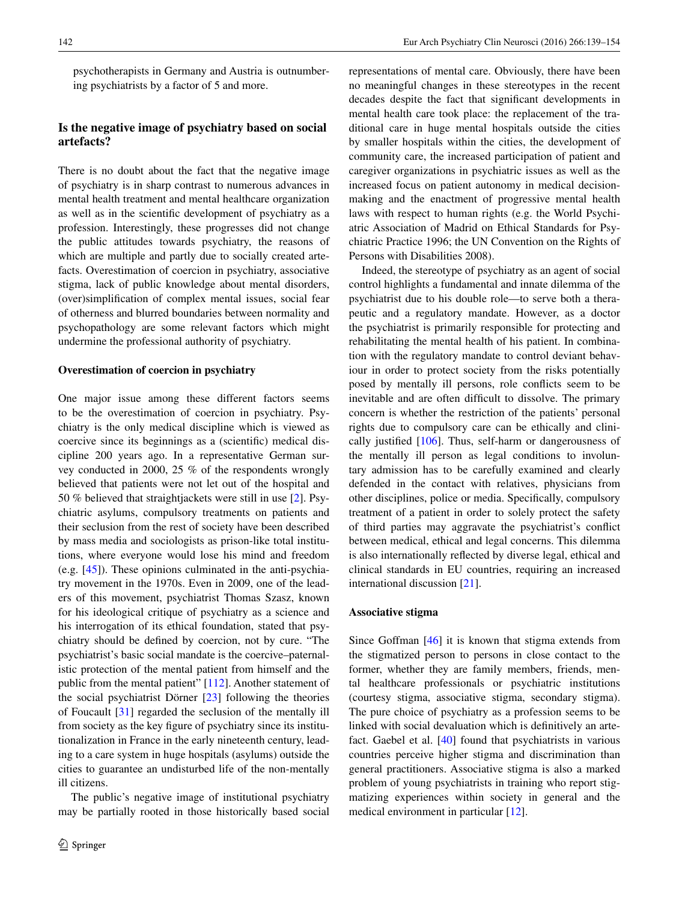psychotherapists in Germany and Austria is outnumbering psychiatrists by a factor of 5 and more.

## Is the negative image of psychiatry based on social artefacts?

There is no doubt about the fact that the negative image of psychiatry is in sharp contrast to numerous advances in mental health treatment and mental healthcare organization as well as in the scientific development of psychiatry as a profession. Interestingly, these progresses did not change the public attitudes towards psychiatry, the reasons of which are multiple and partly due to socially created artefacts. Overestimation of coercion in psychiatry, associative stigma, lack of public knowledge about mental disorders, (over)simplification of complex mental issues, social fear of otherness and blurred boundaries between normality and psychopathology are some relevant factors which might undermine the professional authority of psychiatry.

### Overestimation of coercion in psychiatry

One major issue among these different factors seems to be the overestimation of coercion in psychiatry. Psychiatry is the only medical discipline which is viewed as coercive since its beginnings as a (scientific) medical discipline 200 years ago. In a representative German survey conducted in 2000, 25 % of the respondents wrongly believed that patients were not let out of the hospital and 50 % believed that straightjackets were still in use [2]. Psychiatric asylums, compulsory treatments on patients and their seclusion from the rest of society have been described by mass media and sociologists as prison-like total institutions, where everyone would lose his mind and freedom (e.g. [45]). These opinions culminated in the anti-psychiatry movement in the 1970s. Even in 2009, one of the leaders of this movement, psychiatrist Thomas Szasz, known for his ideological critique of psychiatry as a science and his interrogation of its ethical foundation, stated that psychiatry should be defined by coercion, not by cure. "The psychiatrist's basic social mandate is the coercive–paternalistic protection of the mental patient from himself and the public from the mental patient" [112]. Another statement of the social psychiatrist Dörner [23] following the theories of Foucault [31] regarded the seclusion of the mentally ill from society as the key figure of psychiatry since its institutionalization in France in the early nineteenth century, leading to a care system in huge hospitals (asylums) outside the cities to guarantee an undisturbed life of the non-mentally ill citizens.

The public's negative image of institutional psychiatry may be partially rooted in those historically based social representations of mental care. Obviously, there have been no meaningful changes in these stereotypes in the recent decades despite the fact that significant developments in mental health care took place: the replacement of the traditional care in huge mental hospitals outside the cities by smaller hospitals within the cities, the development of community care, the increased participation of patient and caregiver organizations in psychiatric issues as well as the increased focus on patient autonomy in medical decision-making and the enactment of progressive mental health laws with respect to human rights (e.g. the World Psychiatric Association of Madrid on Ethical Standards for Psychiatric Practice 1996; the UN Convention on the Rights of Persons with Disabilities 2008).

Indeed, the stereotype of psychiatry as an agent of social control highlights a fundamental and innate dilemma of the psychiatrist due to his double role—to serve both a therapeutic and a regulatory mandate. However, as a doctor the psychiatrist is primarily responsible for protecting and rehabilitating the mental health of his patient. In combination with the regulatory mandate to control deviant behaviour in order to protect society from the risks potentially posed by mentally ill persons, role conflicts seem to be inevitable and are often difficult to dissolve. The primary concern is whether the restriction of the patients' personal rights due to compulsory care can be ethically and clinically justified [106]. Thus, self-harm or dangerousness of the mentally ill person as legal conditions to involuntary admission has to be carefully examined and clearly defended in the contact with relatives, physicians from other disciplines, police or media. Specifically, compulsory treatment of a patient in order to solely protect the safety of third parties may aggravate the psychiatrist's conflict between medical, ethical and legal concerns. This dilemma is also internationally reflected by diverse legal, ethical and clinical standards in EU countries, requiring an increased international discussion [21].

### Associative stigma

Since Goffman [46] it is known that stigma extends from the stigmatized person to persons in close contact to the former, whether they are family members, friends, mental healthcare professionals or psychiatric institutions (courtesy stigma, associative stigma, secondary stigma). The pure choice of psychiatry as a profession seems to be linked with social devaluation which is definitively an artefact. Gaebel et al. [40] found that psychiatrists in various countries perceive higher stigma and discrimination than general practitioners. Associative stigma is also a marked problem of young psychiatrists in training who report stigmatizing experiences within society in general and the medical environment in particular [12].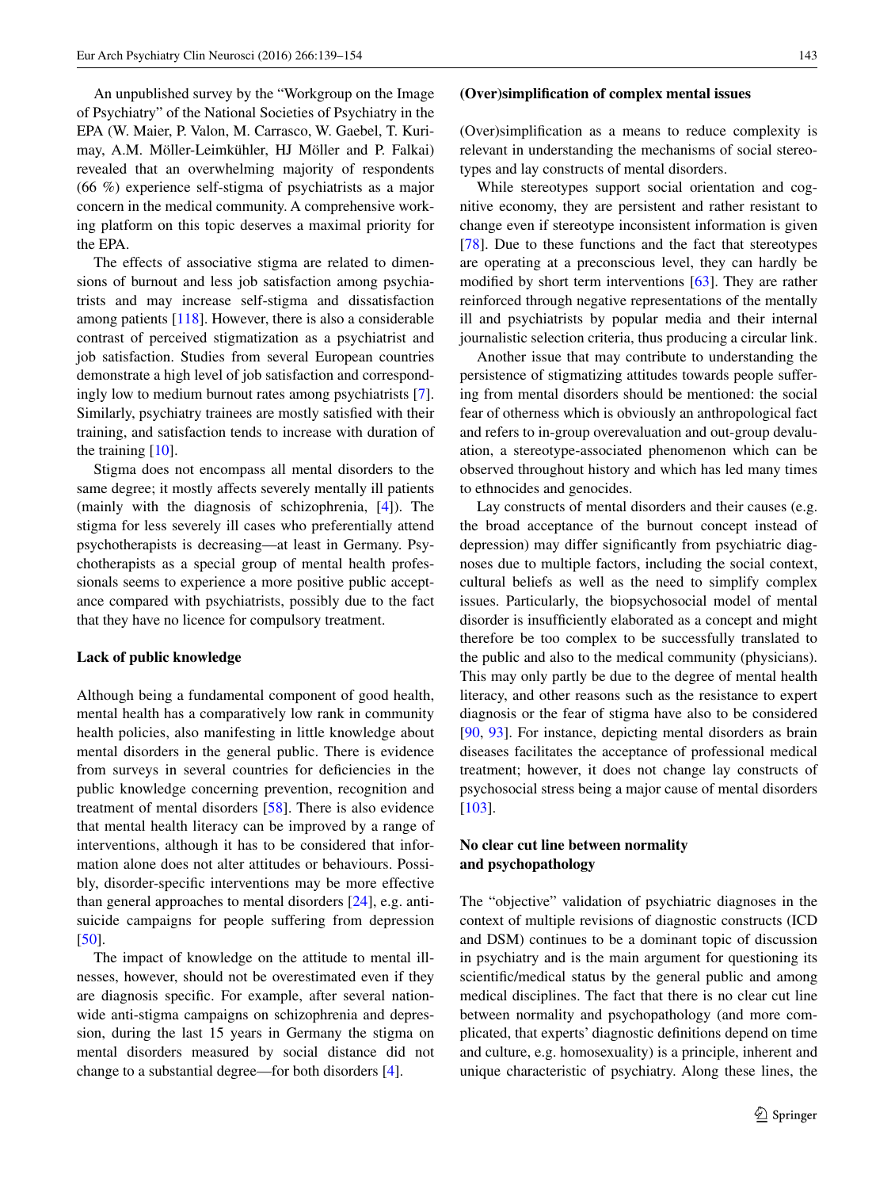An unpublished survey by the "Workgroup on the Image of Psychiatry" of the National Societies of Psychiatry in the EPA (W. Maier, P. Valon, M. Carrasco, W. Gaebel, T. Kurimay, A.M. Möller-Leimkühler, HJ Möller and P. Falkai) revealed that an overwhelming majority of respondents (66 %) experience self-stigma of psychiatrists as a major concern in the medical community. A comprehensive working platform on this topic deserves a maximal priority for the EPA.

The effects of associative stigma are related to dimensions of burnout and less job satisfaction among psychiatrists and may increase self-stigma and dissatisfaction among patients [118]. However, there is also a considerable contrast of perceived stigmatization as a psychiatrist and job satisfaction. Studies from several European countries demonstrate a high level of job satisfaction and correspondingly low to medium burnout rates among psychiatrists [7]. Similarly, psychiatry trainees are mostly satisfied with their training, and satisfaction tends to increase with duration of the training [10].

Stigma does not encompass all mental disorders to the same degree; it mostly affects severely mentally ill patients (mainly with the diagnosis of schizophrenia, [4]). The stigma for less severely ill cases who preferentially attend psychotherapists is decreasing—at least in Germany. Psychotherapists as a special group of mental health professionals seems to experience a more positive public acceptance compared with psychiatrists, possibly due to the fact that they have no licence for compulsory treatment.

### Lack of public knowledge

Although being a fundamental component of good health, mental health has a comparatively low rank in community health policies, also manifesting in little knowledge about mental disorders in the general public. There is evidence from surveys in several countries for deficiencies in the public knowledge concerning prevention, recognition and treatment of mental disorders [58]. There is also evidence that mental health literacy can be improved by a range of interventions, although it has to be considered that information alone does not alter attitudes or behaviours. Possibly, disorder-specific interventions may be more effective than general approaches to mental disorders [24], e.g. anti-suicide campaigns for people suffering from depression [50].

The impact of knowledge on the attitude to mental illnesses, however, should not be overestimated even if they are diagnosis specific. For example, after several nationwide anti-stigma campaigns on schizophrenia and depression, during the last 15 years in Germany the stigma on mental disorders measured by social distance did not change to a substantial degree—for both disorders [4].

### (Over)simplification of complex mental issues

(Over)simplification as a means to reduce complexity is relevant in understanding the mechanisms of social stereotypes and lay constructs of mental disorders.

While stereotypes support social orientation and cognitive economy, they are persistent and rather resistant to change even if stereotype inconsistent information is given [78]. Due to these functions and the fact that stereotypes are operating at a preconscious level, they can hardly be modified by short term interventions [63]. They are rather reinforced through negative representations of the mentally ill and psychiatrists by popular media and their internal journalistic selection criteria, thus producing a circular link.

Another issue that may contribute to understanding the persistence of stigmatizing attitudes towards people suffering from mental disorders should be mentioned: the social fear of otherness which is obviously an anthropological fact and refers to in-group overevaluation and out-group devaluation, a stereotype-associated phenomenon which can be observed throughout history and which has led many times to ethnocides and genocides.

Lay constructs of mental disorders and their causes (e.g. the broad acceptance of the burnout concept instead of depression) may differ significantly from psychiatric diagnoses due to multiple factors, including the social context, cultural beliefs as well as the need to simplify complex issues. Particularly, the biopsychosocial model of mental disorder is insufficiently elaborated as a concept and might therefore be too complex to be successfully translated to the public and also to the medical community (physicians). This may only partly be due to the degree of mental health literacy, and other reasons such as the resistance to expert diagnosis or the fear of stigma have also to be considered [90, 93]. For instance, depicting mental disorders as brain diseases facilitates the acceptance of professional medical treatment; however, it does not change lay constructs of psychosocial stress being a major cause of mental disorders [103].

### No clear cut line between normality and psychopathology

The "objective" validation of psychiatric diagnoses in the context of multiple revisions of diagnostic constructs (ICD and DSM) continues to be a dominant topic of discussion in psychiatry and is the main argument for questioning its scientific/medical status by the general public and among medical disciplines. The fact that there is no clear cut line between normality and psychopathology (and more complicated, that experts' diagnostic definitions depend on time and culture, e.g. homosexuality) is a principle, inherent and unique characteristic of psychiatry. Along these lines, the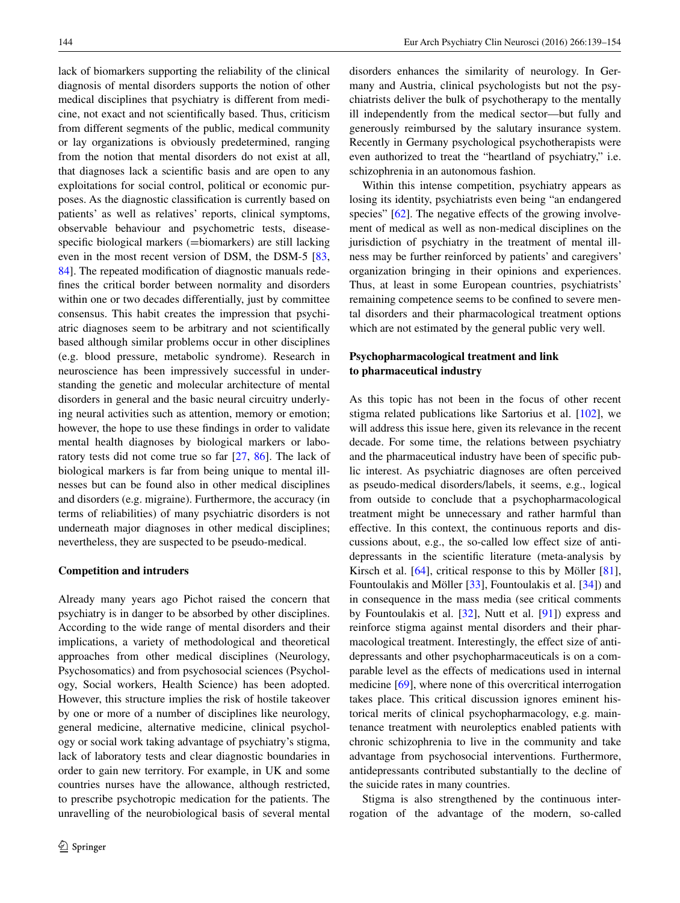lack of biomarkers supporting the reliability of the clinical diagnosis of mental disorders supports the notion of other medical disciplines that psychiatry is different from medicine, not exact and not scientifically based. Thus, criticism from different segments of the public, medical community or lay organizations is obviously predetermined, ranging from the notion that mental disorders do not exist at all, that diagnoses lack a scientific basis and are open to any exploitations for social control, political or economic purposes. As the diagnostic classification is currently based on patients' as well as relatives' reports, clinical symptoms, observable behaviour and psychometric tests, disease-specific biological markers (=biomarkers) are still lacking even in the most recent version of DSM, the DSM-5 [83, 84]. The repeated modification of diagnostic manuals redefines the critical border between normality and disorders within one or two decades differentially, just by committee consensus. This habit creates the impression that psychiatric diagnoses seem to be arbitrary and not scientifically based although similar problems occur in other disciplines (e.g. blood pressure, metabolic syndrome). Research in neuroscience has been impressively successful in understanding the genetic and molecular architecture of mental disorders in general and the basic neural circuitry underlying neural activities such as attention, memory or emotion; however, the hope to use these findings in order to validate mental health diagnoses by biological markers or laboratory tests did not come true so far [27, 86]. The lack of biological markers is far from being unique to mental illnesses but can be found also in other medical disciplines and disorders (e.g. migraine). Furthermore, the accuracy (in terms of reliabilities) of many psychiatric disorders is not underneath major diagnoses in other medical disciplines; nevertheless, they are suspected to be pseudo-medical.

### Competition and intruders

Already many years ago Pichot raised the concern that psychiatry is in danger to be absorbed by other disciplines. According to the wide range of mental disorders and their implications, a variety of methodological and theoretical approaches from other medical disciplines (Neurology, Psychosomatics) and from psychosocial sciences (Psychology, Social workers, Health Science) has been adopted. However, this structure implies the risk of hostile takeover by one or more of a number of disciplines like neurology, general medicine, alternative medicine, clinical psychology or social work taking advantage of psychiatry's stigma, lack of laboratory tests and clear diagnostic boundaries in order to gain new territory. For example, in UK and some countries nurses have the allowance, although restricted, to prescribe psychotropic medication for the patients. The unravelling of the neurobiological basis of several mental disorders enhances the similarity of neurology. In Germany and Austria, clinical psychologists but not the psychiatrists deliver the bulk of psychotherapy to the mentally ill independently from the medical sector—but fully and generously reimbursed by the salutary insurance system. Recently in Germany psychological psychotherapists were even authorized to treat the "heartland of psychiatry," i.e. schizophrenia in an autonomous fashion.

Within this intense competition, psychiatry appears as losing its identity, psychiatrists even being "an endangered species" [62]. The negative effects of the growing involvement of medical as well as non-medical disciplines on the jurisdiction of psychiatry in the treatment of mental illness may be further reinforced by patients' and caregivers' organization bringing in their opinions and experiences. Thus, at least in some European countries, psychiatrists' remaining competence seems to be confined to severe mental disorders and their pharmacological treatment options which are not estimated by the general public very well.

### Psychopharmacological treatment and link to pharmaceutical industry

As this topic has not been in the focus of other recent stigma related publications like Sartorius et al. [102], we will address this issue here, given its relevance in the recent decade. For some time, the relations between psychiatry and the pharmaceutical industry have been of specific public interest. As psychiatric diagnoses are often perceived as pseudo-medical disorders/labels, it seems, e.g., logical from outside to conclude that a psychopharmacological treatment might be unnecessary and rather harmful than effective. In this context, the continuous reports and discussions about, e.g., the so-called low effect size of antidepressants in the scientific literature (meta-analysis by Kirsch et al. [64], critical response to this by Möller [81], Fountoulakis and Möller [33], Fountoulakis et al. [34]) and in consequence in the mass media (see critical comments by Fountoulakis et al. [32], Nutt et al. [91]) express and reinforce stigma against mental disorders and their pharmacological treatment. Interestingly, the effect size of antidepressants and other psychopharmaceuticals is on a comparable level as the effects of medications used in internal medicine [69], where none of this overcritical interrogation takes place. This critical discussion ignores eminent historical merits of clinical psychopharmacology, e.g. maintenance treatment with neuroleptics enabled patients with chronic schizophrenia to live in the community and take advantage from psychosocial interventions. Furthermore, antidepressants contributed substantially to the decline of the suicide rates in many countries.

Stigma is also strengthened by the continuous interrogation of the advantage of the modern, so-called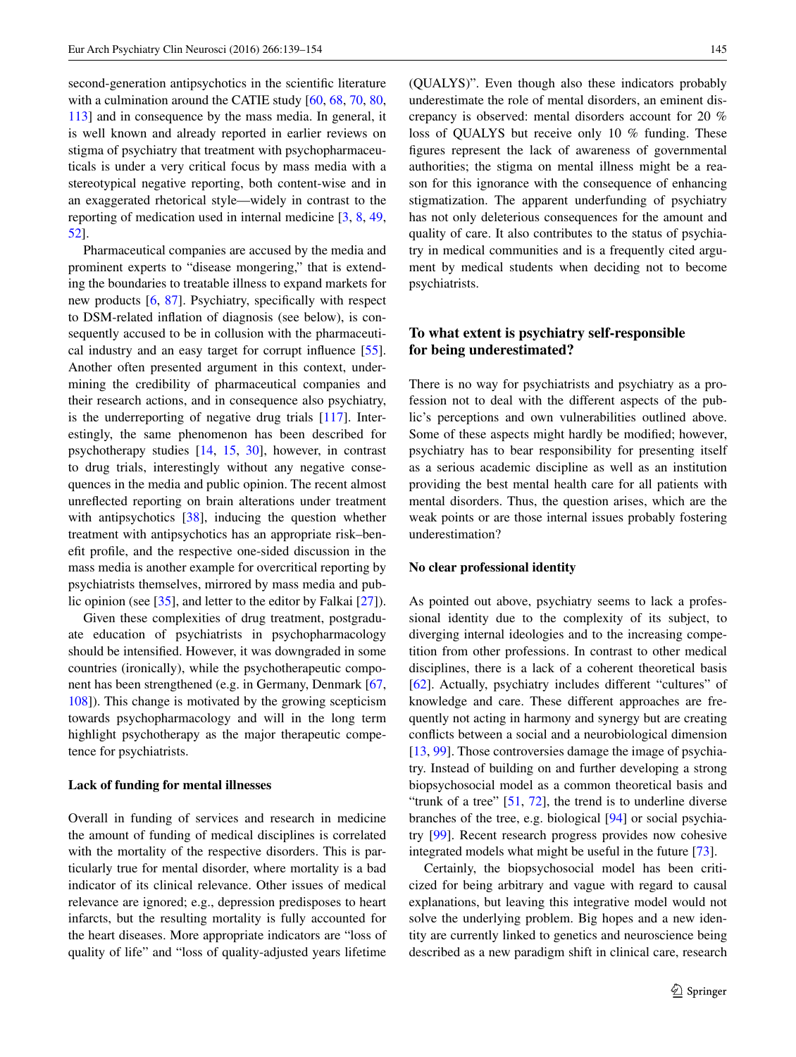second-generation antipsychotics in the scientific literature with a culmination around the CATIE study [60, 68, 70, 80, 113] and in consequence by the mass media. In general, it is well known and already reported in earlier reviews on stigma of psychiatry that treatment with psychopharmaceuticals is under a very critical focus by mass media with a stereotypical negative reporting, both content-wise and in an exaggerated rhetorical style—widely in contrast to the reporting of medication used in internal medicine [3, 8, 49, 52].

Pharmaceutical companies are accused by the media and prominent experts to "disease mongering," that is extending the boundaries to treatable illness to expand markets for new products [6, 87]. Psychiatry, specifically with respect to DSM-related inflation of diagnosis (see below), is consequently accused to be in collusion with the pharmaceutical industry and an easy target for corrupt influence [55]. Another often presented argument in this context, undermining the credibility of pharmaceutical companies and their research actions, and in consequence also psychiatry, is the underreporting of negative drug trials [117]. Interestingly, the same phenomenon has been described for psychotherapy studies [14, 15, 30], however, in contrast to drug trials, interestingly without any negative consequences in the media and public opinion. The recent almost unreflected reporting on brain alterations under treatment with antipsychotics [38], inducing the question whether treatment with antipsychotics has an appropriate risk–benefit profile, and the respective one-sided discussion in the mass media is another example for overcritical reporting by psychiatrists themselves, mirrored by mass media and public opinion (see [35], and letter to the editor by Falkai [27]).

Given these complexities of drug treatment, postgraduate education of psychiatrists in psychopharmacology should be intensified. However, it was downgraded in some countries (ironically), while the psychotherapeutic component has been strengthened (e.g. in Germany, Denmark [67, 108]). This change is motivated by the growing scepticism towards psychopharmacology and will in the long term highlight psychotherapy as the major therapeutic competence for psychiatrists.

### Lack of funding for mental illnesses

Overall in funding of services and research in medicine the amount of funding of medical disciplines is correlated with the mortality of the respective disorders. This is particularly true for mental disorder, where mortality is a bad indicator of its clinical relevance. Other issues of medical relevance are ignored; e.g., depression predisposes to heart infarcts, but the resulting mortality is fully accounted for the heart diseases. More appropriate indicators are "loss of quality of life" and "loss of quality-adjusted years lifetime (QUALYS)". Even though also these indicators probably underestimate the role of mental disorders, an eminent discrepancy is observed: mental disorders account for 20 % loss of QUALYS but receive only 10 % funding. These figures represent the lack of awareness of governmental authorities; the stigma on mental illness might be a reason for this ignorance with the consequence of enhancing stigmatization. The apparent underfunding of psychiatry has not only deleterious consequences for the amount and quality of care. It also contributes to the status of psychiatry in medical communities and is a frequently cited argument by medical students when deciding not to become psychiatrists.

## To what extent is psychiatry self-responsible for being underestimated?

There is no way for psychiatrists and psychiatry as a profession not to deal with the different aspects of the public's perceptions and own vulnerabilities outlined above. Some of these aspects might hardly be modified; however, psychiatry has to bear responsibility for presenting itself as a serious academic discipline as well as an institution providing the best mental health care for all patients with mental disorders. Thus, the question arises, which are the weak points or are those internal issues probably fostering underestimation?

### No clear professional identity

As pointed out above, psychiatry seems to lack a professional identity due to the complexity of its subject, to diverging internal ideologies and to the increasing competition from other professions. In contrast to other medical disciplines, there is a lack of a coherent theoretical basis [62]. Actually, psychiatry includes different "cultures" of knowledge and care. These different approaches are frequently not acting in harmony and synergy but are creating conflicts between a social and a neurobiological dimension [13, 99]. Those controversies damage the image of psychiatry. Instead of building on and further developing a strong biopsychosocial model as a common theoretical basis and "trunk of a tree" [51, 72], the trend is to underline diverse branches of the tree, e.g. biological [94] or social psychiatry [99]. Recent research progress provides now cohesive integrated models what might be useful in the future [73].

Certainly, the biopsychosocial model has been criticized for being arbitrary and vague with regard to causal explanations, but leaving this integrative model would not solve the underlying problem. Big hopes and a new identity are currently linked to genetics and neuroscience being described as a new paradigm shift in clinical care, research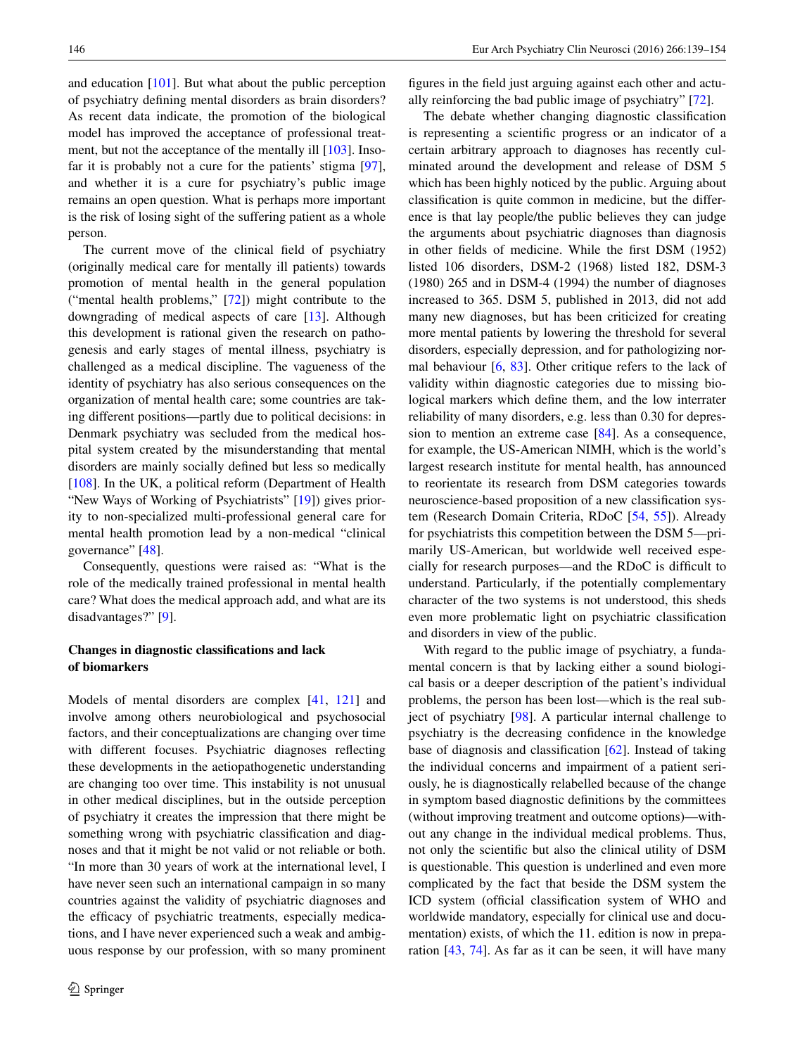and education [101]. But what about the public perception of psychiatry defining mental disorders as brain disorders? As recent data indicate, the promotion of the biological model has improved the acceptance of professional treatment, but not the acceptance of the mentally ill [103]. Insofar it is probably not a cure for the patients' stigma [97], and whether it is a cure for psychiatry's public image remains an open question. What is perhaps more important is the risk of losing sight of the suffering patient as a whole person.

The current move of the clinical field of psychiatry (originally medical care for mentally ill patients) towards promotion of mental health in the general population ("mental health problems," [72]) might contribute to the downgrading of medical aspects of care [13]. Although this development is rational given the research on pathogenesis and early stages of mental illness, psychiatry is challenged as a medical discipline. The vagueness of the identity of psychiatry has also serious consequences on the organization of mental health care; some countries are taking different positions—partly due to political decisions: in Denmark psychiatry was secluded from the medical hospital system created by the misunderstanding that mental disorders are mainly socially defined but less so medically [108]. In the UK, a political reform (Department of Health "New Ways of Working of Psychiatrists" [19]) gives priority to non-specialized multi-professional general care for mental health promotion lead by a non-medical "clinical governance" [48].

Consequently, questions were raised as: "What is the role of the medically trained professional in mental health care? What does the medical approach add, and what are its disadvantages?" [9].

## Changes in diagnostic classifications and lack of biomarkers

Models of mental disorders are complex [41, 121] and involve among others neurobiological and psychosocial factors, and their conceptualizations are changing over time with different focuses. Psychiatric diagnoses reflecting these developments in the aetiopathogenetic understanding are changing too over time. This instability is not unusual in other medical disciplines, but in the outside perception of psychiatry it creates the impression that there might be something wrong with psychiatric classification and diagnoses and that it might be not valid or not reliable or both. "In more than 30 years of work at the international level, I have never seen such an international campaign in so many countries against the validity of psychiatric diagnoses and the efficacy of psychiatric treatments, especially medications, and I have never experienced such a weak and ambiguous response by our profession, with so many prominent figures in the field just arguing against each other and actually reinforcing the bad public image of psychiatry" [72].

The debate whether changing diagnostic classification is representing a scientific progress or an indicator of a certain arbitrary approach to diagnoses has recently culminated around the development and release of DSM 5 which has been highly noticed by the public. Arguing about classification is quite common in medicine, but the difference is that lay people/the public believes they can judge the arguments about psychiatric diagnoses than diagnosis in other fields of medicine. While the first DSM (1952) listed 106 disorders, DSM-2 (1968) listed 182, DSM-3 (1980) 265 and in DSM-4 (1994) the number of diagnoses increased to 365. DSM 5, published in 2013, did not add many new diagnoses, but has been criticized for creating more mental patients by lowering the threshold for several disorders, especially depression, and for pathologizing normal behaviour [6, 83]. Other critique refers to the lack of validity within diagnostic categories due to missing biological markers which define them, and the low interrater reliability of many disorders, e.g. less than 0.30 for depression to mention an extreme case [84]. As a consequence, for example, the US-American NIMH, which is the world's largest research institute for mental health, has announced to reorientate its research from DSM categories towards neuroscience-based proposition of a new classification system (Research Domain Criteria, RDoC [54, 55]). Already for psychiatrists this competition between the DSM 5—primarily US-American, but worldwide well received especially for research purposes—and the RDoC is difficult to understand. Particularly, if the potentially complementary character of the two systems is not understood, this sheds even more problematic light on psychiatric classification and disorders in view of the public.

With regard to the public image of psychiatry, a fundamental concern is that by lacking either a sound biological basis or a deeper description of the patient's individual problems, the person has been lost—which is the real subject of psychiatry [98]. A particular internal challenge to psychiatry is the decreasing confidence in the knowledge base of diagnosis and classification [62]. Instead of taking the individual concerns and impairment of a patient seriously, he is diagnostically relabelled because of the change in symptom based diagnostic definitions by the committees (without improving treatment and outcome options)—without any change in the individual medical problems. Thus, not only the scientific but also the clinical utility of DSM is questionable. This question is underlined and even more complicated by the fact that beside the DSM system the ICD system (official classification system of WHO and worldwide mandatory, especially for clinical use and documentation) exists, of which the 11. edition is now in preparation [43, 74]. As far as it can be seen, it will have many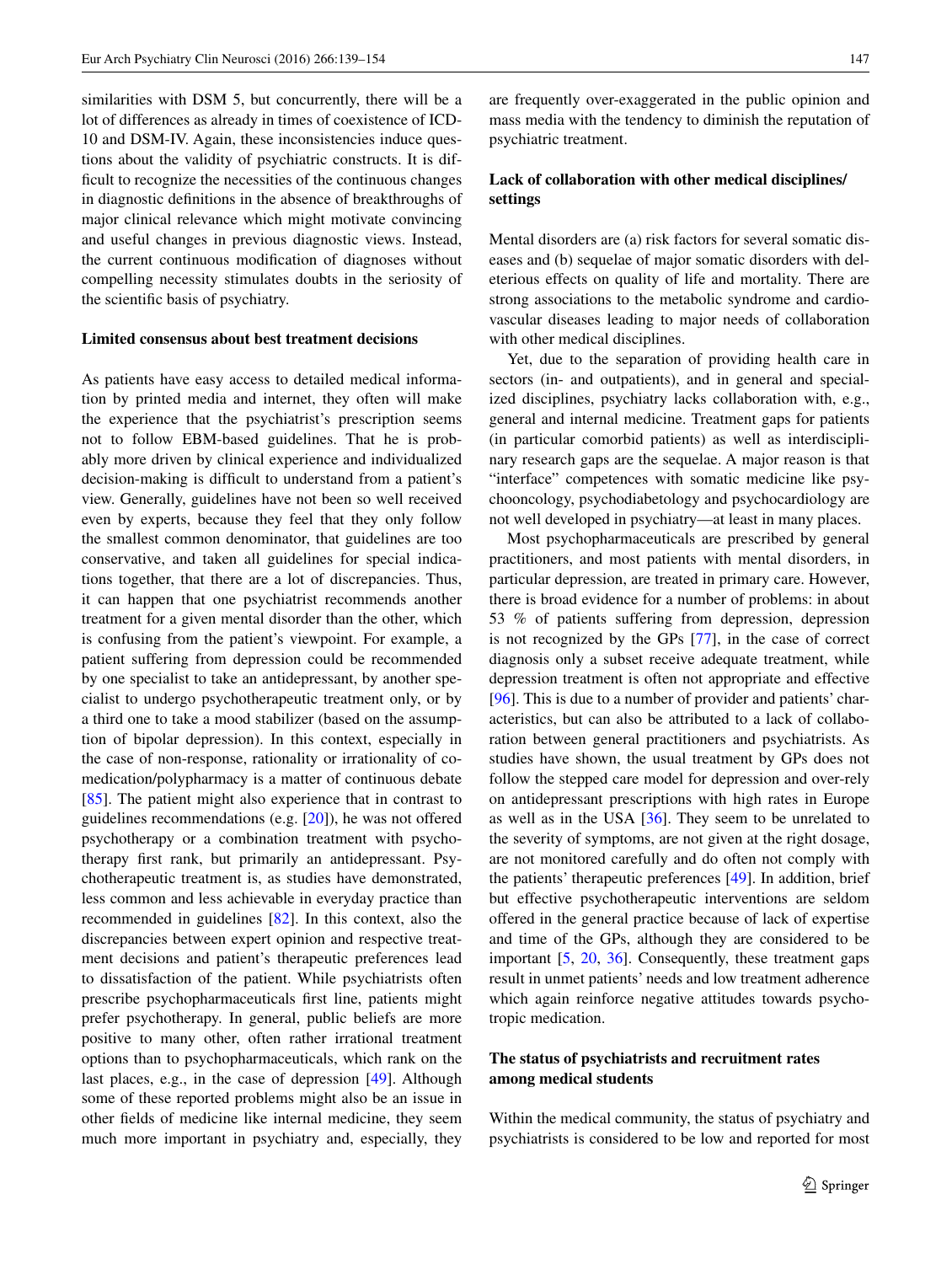similarities with DSM 5, but concurrently, there will be a lot of differences as already in times of coexistence of ICD-10 and DSM-IV. Again, these inconsistencies induce questions about the validity of psychiatric constructs. It is difficult to recognize the necessities of the continuous changes in diagnostic definitions in the absence of breakthroughs of major clinical relevance which might motivate convincing and useful changes in previous diagnostic views. Instead, the current continuous modification of diagnoses without compelling necessity stimulates doubts in the seriosity of the scientific basis of psychiatry.

**Limited consensus about best treatment decisions**

As patients have easy access to detailed medical information by printed media and internet, they often will make the experience that the psychiatrist's prescription seems not to follow EBM-based guidelines. That he is probably more driven by clinical experience and individualized decision-making is difficult to understand from a patient's view. Generally, guidelines have not been so well received even by experts, because they feel that they only follow the smallest common denominator, that guidelines are too conservative, and taken all guidelines for special indications together, that there are a lot of discrepancies. Thus, it can happen that one psychiatrist recommends another treatment for a given mental disorder than the other, which is confusing from the patient's viewpoint. For example, a patient suffering from depression could be recommended by one specialist to take an antidepressant, by another specialist to undergo psychotherapeutic treatment only, or by a third one to take a mood stabilizer (based on the assumption of bipolar depression). In this context, especially in the case of non-response, rationality or irrationality of co-medication/polypharmacy is a matter of continuous debate [85]. The patient might also experience that in contrast to guidelines recommendations (e.g. [20]), he was not offered psychotherapy or a combination treatment with psychotherapy first rank, but primarily an antidepressant. Psychotherapeutic treatment is, as studies have demonstrated, less common and less achievable in everyday practice than recommended in guidelines [82]. In this context, also the discrepancies between expert opinion and respective treatment decisions and patient's therapeutic preferences lead to dissatisfaction of the patient. While psychiatrists often prescribe psychopharmaceuticals first line, patients might prefer psychotherapy. In general, public beliefs are more positive to many other, often rather irrational treatment options than to psychopharmaceuticals, which rank on the last places, e.g., in the case of depression [49]. Although some of these reported problems might also be an issue in other fields of medicine like internal medicine, they seem much more important in psychiatry and, especially, they are frequently over-exaggerated in the public opinion and mass media with the tendency to diminish the reputation of psychiatric treatment.

**Lack of collaboration with other medical disciplines/settings**

Mental disorders are (a) risk factors for several somatic diseases and (b) sequelae of major somatic disorders with deleterious effects on quality of life and mortality. There are strong associations to the metabolic syndrome and cardiovascular diseases leading to major needs of collaboration with other medical disciplines.

Yet, due to the separation of providing health care in sectors (in- and outpatients), and in general and specialized disciplines, psychiatry lacks collaboration with, e.g., general and internal medicine. Treatment gaps for patients (in particular comorbid patients) as well as interdisciplinary research gaps are the sequelae. A major reason is that "interface" competences with somatic medicine like psychooncology, psychodiabetology and psychocardiology are not well developed in psychiatry—at least in many places.

Most psychopharmaceuticals are prescribed by general practitioners, and most patients with mental disorders, in particular depression, are treated in primary care. However, there is broad evidence for a number of problems: in about 53 % of patients suffering from depression, depression is not recognized by the GPs [77], in the case of correct diagnosis only a subset receive adequate treatment, while depression treatment is often not appropriate and effective [96]. This is due to a number of provider and patients' characteristics, but can also be attributed to a lack of collaboration between general practitioners and psychiatrists. As studies have shown, the usual treatment by GPs does not follow the stepped care model for depression and over-rely on antidepressant prescriptions with high rates in Europe as well as in the USA [36]. They seem to be unrelated to the severity of symptoms, are not given at the right dosage, are not monitored carefully and do often not comply with the patients' therapeutic preferences [49]. In addition, brief but effective psychotherapeutic interventions are seldom offered in the general practice because of lack of expertise and time of the GPs, although they are considered to be important [5, 20, 36]. Consequently, these treatment gaps result in unmet patients' needs and low treatment adherence which again reinforce negative attitudes towards psychotropic medication.

**The status of psychiatrists and recruitment rates among medical students**

Within the medical community, the status of psychiatry and psychiatrists is considered to be low and reported for most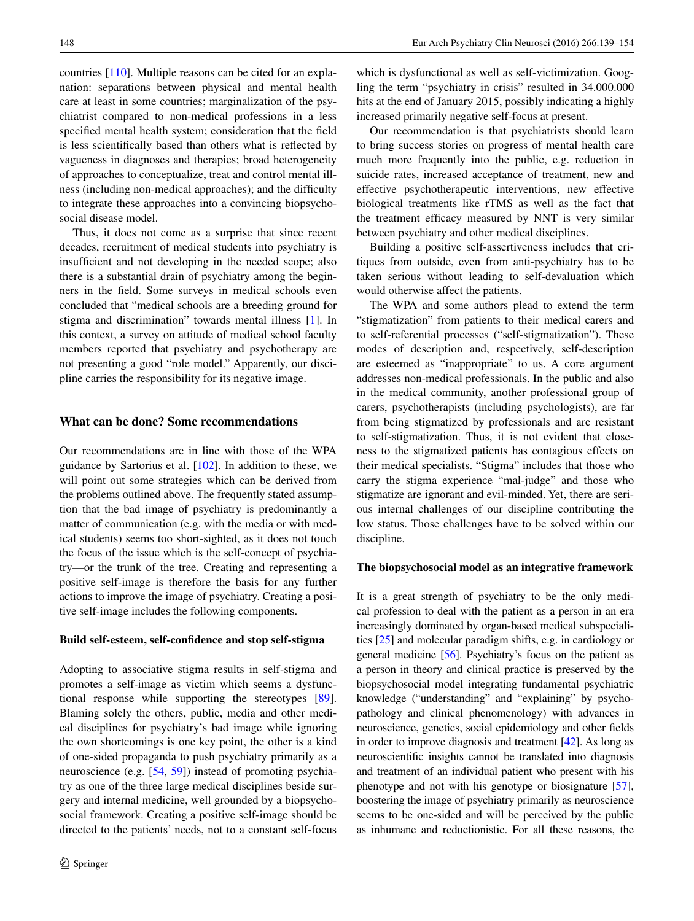countries [110]. Multiple reasons can be cited for an explanation: separations between physical and mental health care at least in some countries; marginalization of the psychiatrist compared to non-medical professions in a less specified mental health system; consideration that the field is less scientifically based than others what is reflected by vagueness in diagnoses and therapies; broad heterogeneity of approaches to conceptualize, treat and control mental illness (including non-medical approaches); and the difficulty to integrate these approaches into a convincing biopsychosocial disease model.

Thus, it does not come as a surprise that since recent decades, recruitment of medical students into psychiatry is insufficient and not developing in the needed scope; also there is a substantial drain of psychiatry among the beginners in the field. Some surveys in medical schools even concluded that "medical schools are a breeding ground for stigma and discrimination" towards mental illness [1]. In this context, a survey on attitude of medical school faculty members reported that psychiatry and psychotherapy are not presenting a good "role model." Apparently, our discipline carries the responsibility for its negative image.

## What can be done? Some recommendations

Our recommendations are in line with those of the WPA guidance by Sartorius et al. [102]. In addition to these, we will point out some strategies which can be derived from the problems outlined above. The frequently stated assumption that the bad image of psychiatry is predominantly a matter of communication (e.g. with the media or with medical students) seems too short-sighted, as it does not touch the focus of the issue which is the self-concept of psychiatry—or the trunk of the tree. Creating and representing a positive self-image is therefore the basis for any further actions to improve the image of psychiatry. Creating a positive self-image includes the following components.

### Build self-esteem, self-confidence and stop self-stigma

Adopting to associative stigma results in self-stigma and promotes a self-image as victim which seems a dysfunctional response while supporting the stereotypes [89]. Blaming solely the others, public, media and other medical disciplines for psychiatry's bad image while ignoring the own shortcomings is one key point, the other is a kind of one-sided propaganda to push psychiatry primarily as a neuroscience (e.g. [54, 59]) instead of promoting psychiatry as one of the three large medical disciplines beside surgery and internal medicine, well grounded by a biopsychosocial framework. Creating a positive self-image should be directed to the patients' needs, not to a constant self-focus which is dysfunctional as well as self-victimization. Googling the term "psychiatry in crisis" resulted in 34.000.000 hits at the end of January 2015, possibly indicating a highly increased primarily negative self-focus at present.

Our recommendation is that psychiatrists should learn to bring success stories on progress of mental health care much more frequently into the public, e.g. reduction in suicide rates, increased acceptance of treatment, new and effective psychotherapeutic interventions, new effective biological treatments like rTMS as well as the fact that the treatment efficacy measured by NNT is very similar between psychiatry and other medical disciplines.

Building a positive self-assertiveness includes that critiques from outside, even from anti-psychiatry has to be taken serious without leading to self-devaluation which would otherwise affect the patients.

The WPA and some authors plead to extend the term "stigmatization" from patients to their medical carers and to self-referential processes ("self-stigmatization"). These modes of description and, respectively, self-description are esteemed as "inappropriate" to us. A core argument addresses non-medical professionals. In the public and also in the medical community, another professional group of carers, psychotherapists (including psychologists), are far from being stigmatized by professionals and are resistant to self-stigmatization. Thus, it is not evident that closeness to the stigmatized patients has contagious effects on their medical specialists. "Stigma" includes that those who carry the stigma experience "mal-judge" and those who stigmatize are ignorant and evil-minded. Yet, there are serious internal challenges of our discipline contributing the low status. Those challenges have to be solved within our discipline.

### The biopsychosocial model as an integrative framework

It is a great strength of psychiatry to be the only medical profession to deal with the patient as a person in an era increasingly dominated by organ-based medical subspecialities [25] and molecular paradigm shifts, e.g. in cardiology or general medicine [56]. Psychiatry's focus on the patient as a person in theory and clinical practice is preserved by the biopsychosocial model integrating fundamental psychiatric knowledge ("understanding" and "explaining" by psychopathology and clinical phenomenology) with advances in neuroscience, genetics, social epidemiology and other fields in order to improve diagnosis and treatment [42]. As long as neuroscientific insights cannot be translated into diagnosis and treatment of an individual patient who present with his phenotype and not with his genotype or biosignature [57], boostering the image of psychiatry primarily as neuroscience seems to be one-sided and will be perceived by the public as inhumane and reductionistic. For all these reasons, the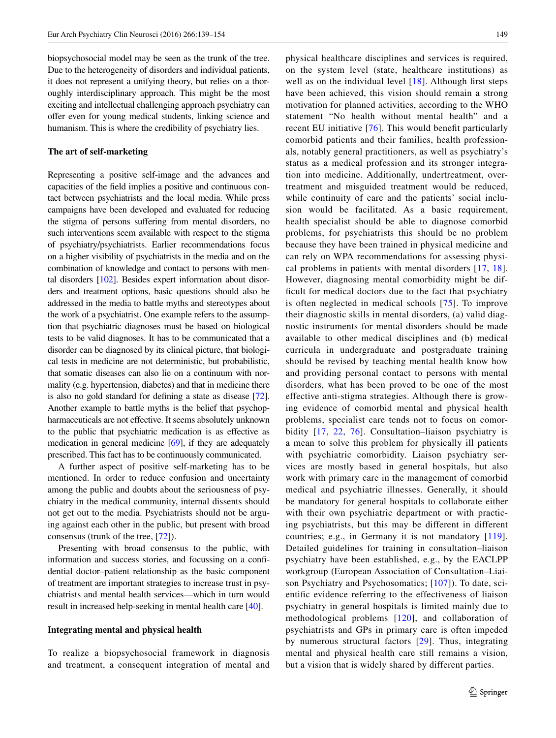biopsychosocial model may be seen as the trunk of the tree. Due to the heterogeneity of disorders and individual patients, it does not represent a unifying theory, but relies on a thoroughly interdisciplinary approach. This might be the most exciting and intellectual challenging approach psychiatry can offer even for young medical students, linking science and humanism. This is where the credibility of psychiatry lies.

### The art of self-marketing

Representing a positive self-image and the advances and capacities of the field implies a positive and continuous contact between psychiatrists and the local media. While press campaigns have been developed and evaluated for reducing the stigma of persons suffering from mental disorders, no such interventions seem available with respect to the stigma of psychiatry/psychiatrists. Earlier recommendations focus on a higher visibility of psychiatrists in the media and on the combination of knowledge and contact to persons with mental disorders [102]. Besides expert information about disorders and treatment options, basic questions should also be addressed in the media to battle myths and stereotypes about the work of a psychiatrist. One example refers to the assumption that psychiatric diagnoses must be based on biological tests to be valid diagnoses. It has to be communicated that a disorder can be diagnosed by its clinical picture, that biological tests in medicine are not deterministic, but probabilistic, that somatic diseases can also lie on a continuum with normality (e.g. hypertension, diabetes) and that in medicine there is also no gold standard for defining a state as disease [72]. Another example to battle myths is the belief that psychopharmaceuticals are not effective. It seems absolutely unknown to the public that psychiatric medication is as effective as medication in general medicine [69], if they are adequately prescribed. This fact has to be continuously communicated.

A further aspect of positive self-marketing has to be mentioned. In order to reduce confusion and uncertainty among the public and doubts about the seriousness of psychiatry in the medical community, internal dissents should not get out to the media. Psychiatrists should not be arguing against each other in the public, but present with broad consensus (trunk of the tree, [72]).

Presenting with broad consensus to the public, with information and success stories, and focussing on a confidential doctor–patient relationship as the basic component of treatment are important strategies to increase trust in psychiatrists and mental health services—which in turn would result in increased help-seeking in mental health care [40].

### Integrating mental and physical health

To realize a biopsychosocial framework in diagnosis and treatment, a consequent integration of mental and physical healthcare disciplines and services is required, on the system level (state, healthcare institutions) as well as on the individual level [18]. Although first steps have been achieved, this vision should remain a strong motivation for planned activities, according to the WHO statement "No health without mental health" and a recent EU initiative [76]. This would benefit particularly comorbid patients and their families, health professionals, notably general practitioners, as well as psychiatry's status as a medical profession and its stronger integration into medicine. Additionally, undertreatment, overtreatment and misguided treatment would be reduced, while continuity of care and the patients' social inclusion would be facilitated. As a basic requirement, health specialist should be able to diagnose comorbid problems, for psychiatrists this should be no problem because they have been trained in physical medicine and can rely on WPA recommendations for assessing physical problems in patients with mental disorders [17, 18]. However, diagnosing mental comorbidity might be difficult for medical doctors due to the fact that psychiatry is often neglected in medical schools [75]. To improve their diagnostic skills in mental disorders, (a) valid diagnostic instruments for mental disorders should be made available to other medical disciplines and (b) medical curricula in undergraduate and postgraduate training should be revised by teaching mental health know how and providing personal contact to persons with mental disorders, what has been proved to be one of the most effective anti-stigma strategies. Although there is growing evidence of comorbid mental and physical health problems, specialist care tends not to focus on comorbidity [17, 22, 76]. Consultation–liaison psychiatry is a mean to solve this problem for physically ill patients with psychiatric comorbidity. Liaison psychiatry services are mostly based in general hospitals, but also work with primary care in the management of comorbid medical and psychiatric illnesses. Generally, it should be mandatory for general hospitals to collaborate either with their own psychiatric department or with practicing psychiatrists, but this may be different in different countries; e.g., in Germany it is not mandatory [119]. Detailed guidelines for training in consultation–liaison psychiatry have been established, e.g., by the EACLPP workgroup (European Association of Consultation–Liaison Psychiatry and Psychosomatics; [107]). To date, scientific evidence referring to the effectiveness of liaison psychiatry in general hospitals is limited mainly due to methodological problems [120], and collaboration of psychiatrists and GPs in primary care is often impeded by numerous structural factors [29]. Thus, integrating mental and physical health care still remains a vision, but a vision that is widely shared by different parties.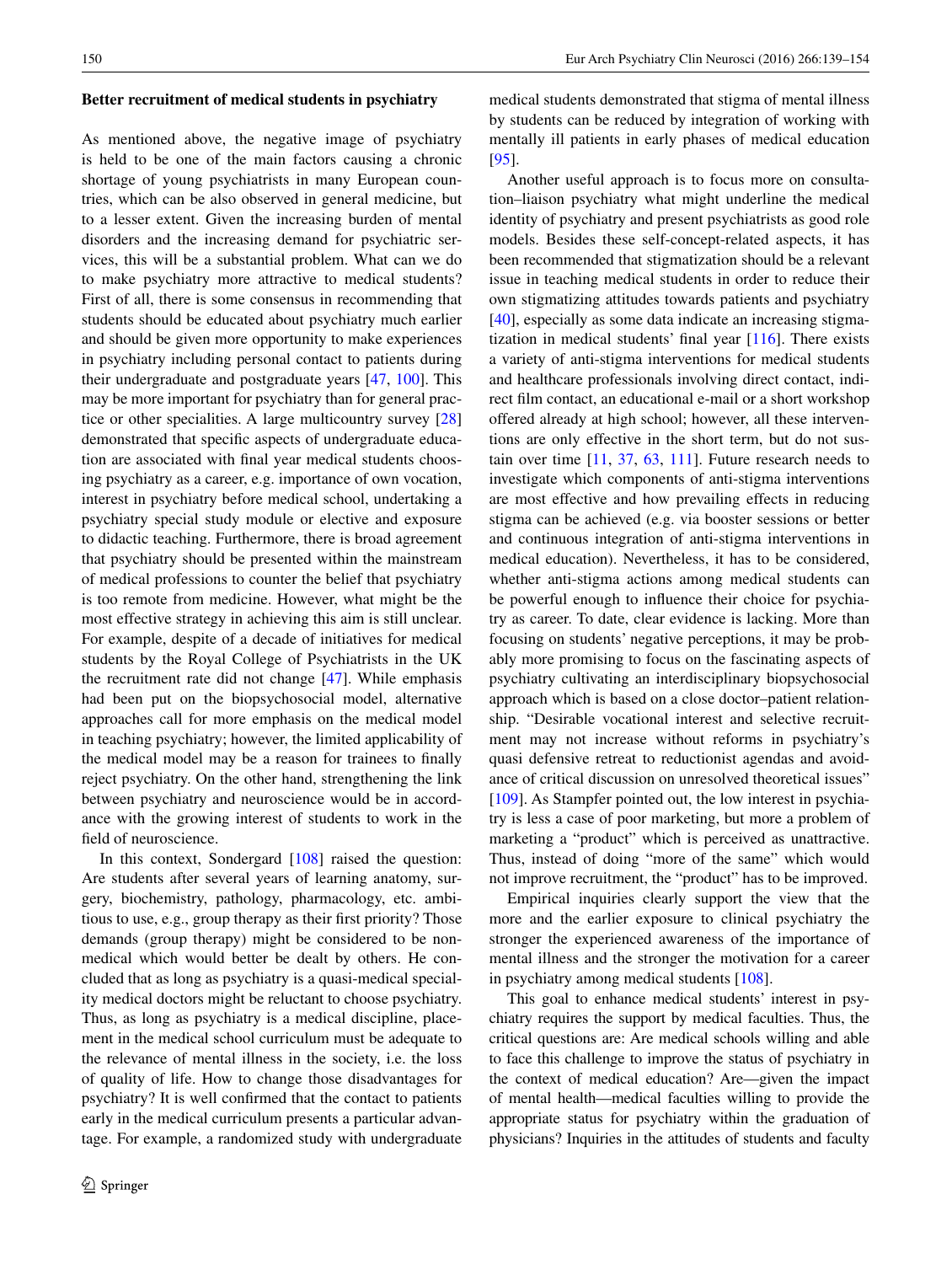### Better recruitment of medical students in psychiatry

As mentioned above, the negative image of psychiatry is held to be one of the main factors causing a chronic shortage of young psychiatrists in many European countries, which can be also observed in general medicine, but to a lesser extent. Given the increasing burden of mental disorders and the increasing demand for psychiatric services, this will be a substantial problem. What can we do to make psychiatry more attractive to medical students? First of all, there is some consensus in recommending that students should be educated about psychiatry much earlier and should be given more opportunity to make experiences in psychiatry including personal contact to patients during their undergraduate and postgraduate years [47, 100]. This may be more important for psychiatry than for general practice or other specialities. A large multicountry survey [28] demonstrated that specific aspects of undergraduate education are associated with final year medical students choosing psychiatry as a career, e.g. importance of own vocation, interest in psychiatry before medical school, undertaking a psychiatry special study module or elective and exposure to didactic teaching. Furthermore, there is broad agreement that psychiatry should be presented within the mainstream of medical professions to counter the belief that psychiatry is too remote from medicine. However, what might be the most effective strategy in achieving this aim is still unclear. For example, despite of a decade of initiatives for medical students by the Royal College of Psychiatrists in the UK the recruitment rate did not change [47]. While emphasis had been put on the biopsychosocial model, alternative approaches call for more emphasis on the medical model in teaching psychiatry; however, the limited applicability of the medical model may be a reason for trainees to finally reject psychiatry. On the other hand, strengthening the link between psychiatry and neuroscience would be in accordance with the growing interest of students to work in the field of neuroscience.

In this context, Sondergard [108] raised the question: Are students after several years of learning anatomy, surgery, biochemistry, pathology, pharmacology, etc. ambitious to use, e.g., group therapy as their first priority? Those demands (group therapy) might be considered to be non-medical which would better be dealt by others. He concluded that as long as psychiatry is a quasi-medical speciality medical doctors might be reluctant to choose psychiatry. Thus, as long as psychiatry is a medical discipline, placement in the medical school curriculum must be adequate to the relevance of mental illness in the society, i.e. the loss of quality of life. How to change those disadvantages for psychiatry? It is well confirmed that the contact to patients early in the medical curriculum presents a particular advantage. For example, a randomized study with undergraduate medical students demonstrated that stigma of mental illness by students can be reduced by integration of working with mentally ill patients in early phases of medical education [95].

Another useful approach is to focus more on consultation–liaison psychiatry what might underline the medical identity of psychiatry and present psychiatrists as good role models. Besides these self-concept-related aspects, it has been recommended that stigmatization should be a relevant issue in teaching medical students in order to reduce their own stigmatizing attitudes towards patients and psychiatry [40], especially as some data indicate an increasing stigmatization in medical students' final year [116]. There exists a variety of anti-stigma interventions for medical students and healthcare professionals involving direct contact, indirect film contact, an educational e-mail or a short workshop offered already at high school; however, all these interventions are only effective in the short term, but do not sustain over time [11, 37, 63, 111]. Future research needs to investigate which components of anti-stigma interventions are most effective and how prevailing effects in reducing stigma can be achieved (e.g. via booster sessions or better and continuous integration of anti-stigma interventions in medical education). Nevertheless, it has to be considered, whether anti-stigma actions among medical students can be powerful enough to influence their choice for psychiatry as career. To date, clear evidence is lacking. More than focusing on students' negative perceptions, it may be probably more promising to focus on the fascinating aspects of psychiatry cultivating an interdisciplinary biopsychosocial approach which is based on a close doctor–patient relationship. "Desirable vocational interest and selective recruitment may not increase without reforms in psychiatry's quasi defensive retreat to reductionist agendas and avoidance of critical discussion on unresolved theoretical issues" [109]. As Stampfer pointed out, the low interest in psychiatry is less a case of poor marketing, but more a problem of marketing a "product" which is perceived as unattractive. Thus, instead of doing "more of the same" which would not improve recruitment, the "product" has to be improved.

Empirical inquiries clearly support the view that the more and the earlier exposure to clinical psychiatry the stronger the experienced awareness of the importance of mental illness and the stronger the motivation for a career in psychiatry among medical students [108].

This goal to enhance medical students' interest in psychiatry requires the support by medical faculties. Thus, the critical questions are: Are medical schools willing and able to face this challenge to improve the status of psychiatry in the context of medical education? Are—given the impact of mental health—medical faculties willing to provide the appropriate status for psychiatry within the graduation of physicians? Inquiries in the attitudes of students and faculty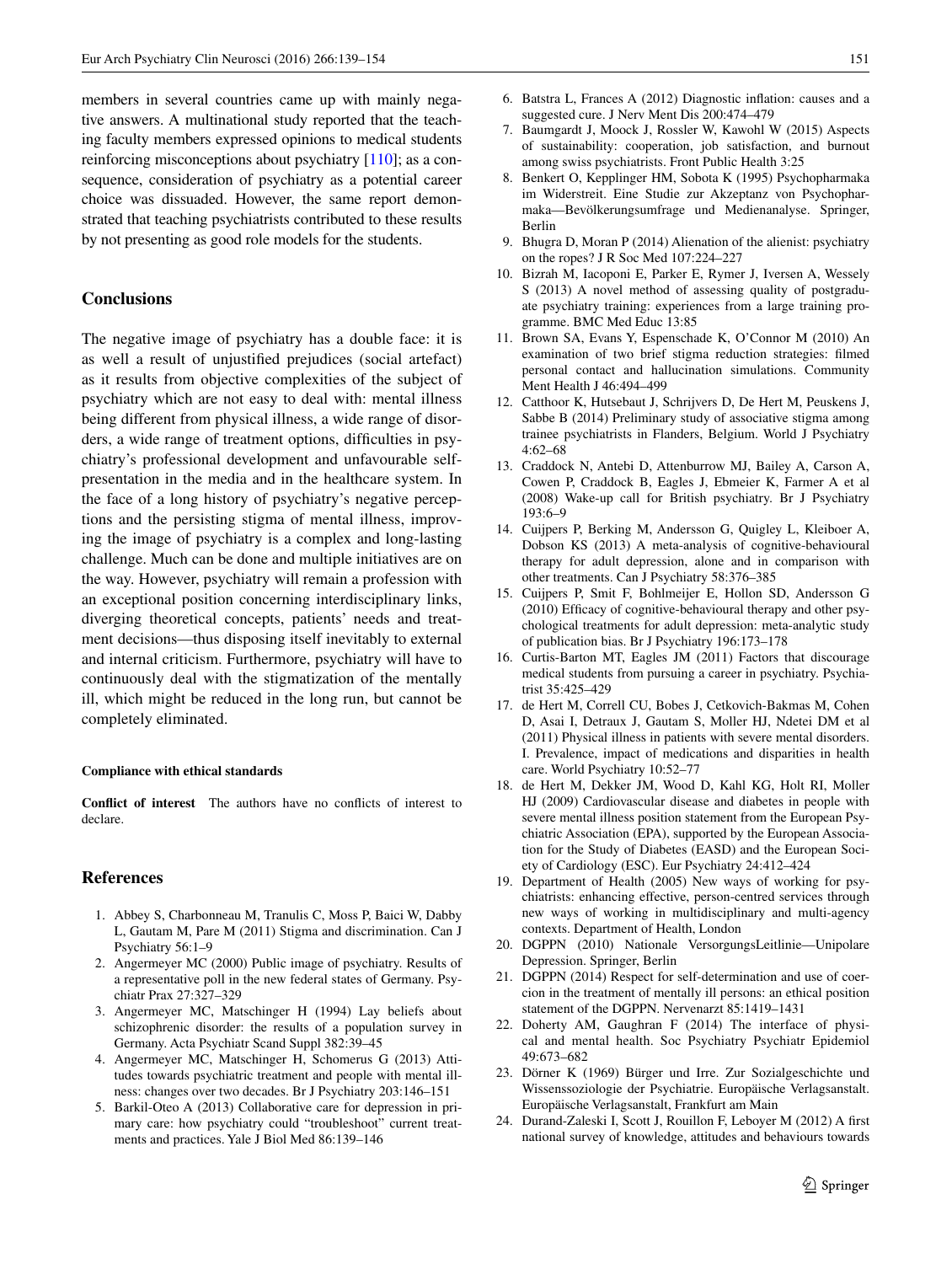members in several countries came up with mainly negative answers. A multinational study reported that the teaching faculty members expressed opinions to medical students reinforcing misconceptions about psychiatry [110]; as a consequence, consideration of psychiatry as a potential career choice was dissuaded. However, the same report demonstrated that teaching psychiatrists contributed to these results by not presenting as good role models for the students.

## Conclusions

The negative image of psychiatry has a double face: it is as well a result of unjustified prejudices (social artefact) as it results from objective complexities of the subject of psychiatry which are not easy to deal with: mental illness being different from physical illness, a wide range of disorders, a wide range of treatment options, difficulties in psychiatry's professional development and unfavourable self-presentation in the media and in the healthcare system. In the face of a long history of psychiatry's negative perceptions and the persisting stigma of mental illness, improving the image of psychiatry is a complex and long-lasting challenge. Much can be done and multiple initiatives are on the way. However, psychiatry will remain a profession with an exceptional position concerning interdisciplinary links, diverging theoretical concepts, patients' needs and treatment decisions—thus disposing itself inevitably to external and internal criticism. Furthermore, psychiatry will have to continuously deal with the stigmatization of the mentally ill, which might be reduced in the long run, but cannot be completely eliminated.

#### Compliance with ethical standards

**Conflict of interest** The authors have no conflicts of interest to declare.

## References

1. Abbey S, Charbonneau M, Tranulis C, Moss P, Baici W, Dabby L, Gautam M, Pare M (2011) Stigma and discrimination. Can J Psychiatry 56:1–9
2. Angermeyer MC (2000) Public image of psychiatry. Results of a representative poll in the new federal states of Germany. Psychiatr Prax 27:327–329
3. Angermeyer MC, Matschinger H (1994) Lay beliefs about schizophrenic disorder: the results of a population survey in Germany. Acta Psychiatr Scand Suppl 382:39–45
4. Angermeyer MC, Matschinger H, Schomerus G (2013) Attitudes towards psychiatric treatment and people with mental illness: changes over two decades. Br J Psychiatry 203:146–151
5. Barkil-Oteo A (2013) Collaborative care for depression in primary care: how psychiatry could "troubleshoot" current treatments and practices. Yale J Biol Med 86:139–146
6. Batstra L, Frances A (2012) Diagnostic inflation: causes and a suggested cure. J Nerv Ment Dis 200:474–479
7. Baumgardt J, Moock J, Rossler W, Kawohl W (2015) Aspects of sustainability: cooperation, job satisfaction, and burnout among swiss psychiatrists. Front Public Health 3:25
8. Benkert O, Kepplinger HM, Sobota K (1995) Psychopharmaka im Widerstreit. Eine Studie zur Akzeptanz von Psychopharmaka—Bevölkerungsumfrage und Medienanalyse. Springer, Berlin
9. Bhugra D, Moran P (2014) Alienation of the alienist: psychiatry on the ropes? J R Soc Med 107:224–227
10. Bizrah M, Iacoponi E, Parker E, Rymer J, Iversen A, Wessely S (2013) A novel method of assessing quality of postgraduate psychiatry training: experiences from a large training programme. BMC Med Educ 13:85
11. Brown SA, Evans Y, Espenschade K, O'Connor M (2010) An examination of two brief stigma reduction strategies: filmed personal contact and hallucination simulations. Community Ment Health J 46:494–499
12. Catthoor K, Hutsebaut J, Schrijvers D, De Hert M, Peuskens J, Sabbe B (2014) Preliminary study of associative stigma among trainee psychiatrists in Flanders, Belgium. World J Psychiatry 4:62–68
13. Craddock N, Antebi D, Attenburrow MJ, Bailey A, Carson A, Cowen P, Craddock B, Eagles J, Ebmeier K, Farmer A et al (2008) Wake-up call for British psychiatry. Br J Psychiatry 193:6–9
14. Cuijpers P, Berking M, Andersson G, Quigley L, Kleiboer A, Dobson KS (2013) A meta-analysis of cognitive-behavioural therapy for adult depression, alone and in comparison with other treatments. Can J Psychiatry 58:376–385
15. Cuijpers P, Smit F, Bohlmeijer E, Hollon SD, Andersson G (2010) Efficacy of cognitive-behavioural therapy and other psychological treatments for adult depression: meta-analytic study of publication bias. Br J Psychiatry 196:173–178
16. Curtis-Barton MT, Eagles JM (2011) Factors that discourage medical students from pursuing a career in psychiatry. Psychiatrist 35:425–429
17. de Hert M, Correll CU, Bobes J, Cetkovich-Bakmas M, Cohen D, Asai I, Detraux J, Gautam S, Moller HJ, Ndetei DM et al (2011) Physical illness in patients with severe mental disorders. I. Prevalence, impact of medications and disparities in health care. World Psychiatry 10:52–77
18. de Hert M, Dekker JM, Wood D, Kahl KG, Holt RI, Moller HJ (2009) Cardiovascular disease and diabetes in people with severe mental illness position statement from the European Psychiatric Association (EPA), supported by the European Association for the Study of Diabetes (EASD) and the European Society of Cardiology (ESC). Eur Psychiatry 24:412–424
19. Department of Health (2005) New ways of working for psychiatrists: enhancing effective, person-centred services through new ways of working in multidisciplinary and multi-agency contexts. Department of Health, London
20. DGPPN (2010) Nationale VersorgungsLeitlinie—Unipolare Depression. Springer, Berlin
21. DGPPN (2014) Respect for self-determination and use of coercion in the treatment of mentally ill persons: an ethical position statement of the DGPPN. Nervenarzt 85:1419–1431
22. Doherty AM, Gaughran F (2014) The interface of physical and mental health. Soc Psychiatry Psychiatr Epidemiol 49:673–682
23. Dörner K (1969) Bürger und Irre. Zur Sozialgeschichte und Wissenssoziologie der Psychiatrie. Europäische Verlagsanstalt. Europäische Verlagsanstalt, Frankfurt am Main
24. Durand-Zaleski I, Scott J, Rouillon F, Leboyer M (2012) A first national survey of knowledge, attitudes and behaviours towards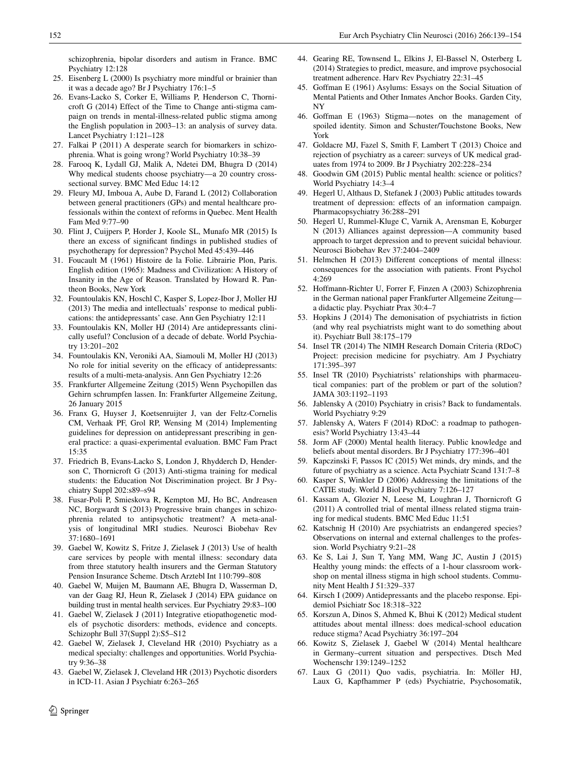schizophrenia, bipolar disorders and autism in France. BMC Psychiatry 12:128

25. Eisenberg L (2000) Is psychiatry more mindful or brainier than it was a decade ago? Br J Psychiatry 176:1–5
26. Evans-Lacko S, Corker E, Williams P, Henderson C, Thornicroft G (2014) Effect of the Time to Change anti-stigma campaign on trends in mental-illness-related public stigma among the English population in 2003–13: an analysis of survey data. Lancet Psychiatry 1:121–128
27. Falkai P (2011) A desperate search for biomarkers in schizophrenia. What is going wrong? World Psychiatry 10:38–39
28. Farooq K, Lydall GJ, Malik A, Ndetei DM, Bhugra D (2014) Why medical students choose psychiatry—a 20 country cross-sectional survey. BMC Med Educ 14:12
29. Fleury MJ, Imboua A, Aube D, Farand L (2012) Collaboration between general practitioners (GPs) and mental healthcare professionals within the context of reforms in Quebec. Ment Health Fam Med 9:77–90
30. Flint J, Cuijpers P, Horder J, Koole SL, Munafo MR (2015) Is there an excess of significant findings in published studies of psychotherapy for depression? Psychol Med 45:439–446
31. Foucault M (1961) Histoire de la Folie. Librairie Plon, Paris. English edition (1965): Madness and Civilization: A History of Insanity in the Age of Reason. Translated by Howard R. Pantheon Books, New York
32. Fountoulakis KN, Hoschl C, Kasper S, Lopez-Ibor J, Moller HJ (2013) The media and intellectuals' response to medical publications: the antidepressants' case. Ann Gen Psychiatry 12:11
33. Fountoulakis KN, Moller HJ (2014) Are antidepressants clinically useful? Conclusion of a decade of debate. World Psychiatry 13:201–202
34. Fountoulakis KN, Veroniki AA, Siamouli M, Moller HJ (2013) No role for initial severity on the efficacy of antidepressants: results of a multi-meta-analysis. Ann Gen Psychiatry 12:26
35. Frankfurter Allgemeine Zeitung (2015) Wenn Psychopillen das Gehirn schrumpfen lassen. In: Frankfurter Allgemeine Zeitung, 26 January 2015
36. Franx G, Huyser J, Koetsenruijter J, van der Feltz-Cornelis CM, Verhaak PF, Grol RP, Wensing M (2014) Implementing guidelines for depression on antidepressant prescribing in general practice: a quasi-experimental evaluation. BMC Fam Pract 15:35
37. Friedrich B, Evans-Lacko S, London J, Rhydderch D, Henderson C, Thornicroft G (2013) Anti-stigma training for medical students: the Education Not Discrimination project. Br J Psychiatry Suppl 202:s89–s94
38. Fusar-Poli P, Smieskova R, Kempton MJ, Ho BC, Andreasen NC, Borgwardt S (2013) Progressive brain changes in schizophrenia related to antipsychotic treatment? A meta-analysis of longitudinal MRI studies. Neurosci Biobehav Rev 37:1680–1691
39. Gaebel W, Kowitz S, Fritze J, Zielasek J (2013) Use of health care services by people with mental illness: secondary data from three statutory health insurers and the German Statutory Pension Insurance Scheme. Dtsch Arztebl Int 110:799–808
40. Gaebel W, Muijen M, Baumann AE, Bhugra D, Wasserman D, van der Gaag RJ, Heun R, Zielasek J (2014) EPA guidance on building trust in mental health services. Eur Psychiatry 29:83–100
41. Gaebel W, Zielasek J (2011) Integrative etiopathogenetic models of psychotic disorders: methods, evidence and concepts. Schizophr Bull 37(Suppl 2):S5–S12
42. Gaebel W, Zielasek J, Cleveland HR (2010) Psychiatry as a medical specialty: challenges and opportunities. World Psychiatry 9:36–38
43. Gaebel W, Zielasek J, Cleveland HR (2013) Psychotic disorders in ICD-11. Asian J Psychiatr 6:263–265
44. Gearing RE, Townsend L, Elkins J, El-Bassel N, Osterberg L (2014) Strategies to predict, measure, and improve psychosocial treatment adherence. Harv Rev Psychiatry 22:31–45
45. Goffman E (1961) Asylums: Essays on the Social Situation of Mental Patients and Other Inmates Anchor Books. Garden City, NY
46. Goffman E (1963) Stigma—notes on the management of spoiled identity. Simon and Schuster/Touchstone Books, New York
47. Goldacre MJ, Fazel S, Smith F, Lambert T (2013) Choice and rejection of psychiatry as a career: surveys of UK medical graduates from 1974 to 2009. Br J Psychiatry 202:228–234
48. Goodwin GM (2015) Public mental health: science or politics? World Psychiatry 14:3–4
49. Hegerl U, Althaus D, Stefanek J (2003) Public attitudes towards treatment of depression: effects of an information campaign. Pharmacopsychiatry 36:288–291
50. Hegerl U, Rummel-Kluge C, Varnik A, Arensman E, Koburger N (2013) Alliances against depression—A community based approach to target depression and to prevent suicidal behaviour. Neurosci Biobehav Rev 37:2404–2409
51. Helmchen H (2013) Different conceptions of mental illness: consequences for the association with patients. Front Psychol 4:269
52. Hoffmann-Richter U, Forrer F, Finzen A (2003) Schizophrenia in the German national paper Frankfurter Allgemeine Zeitung—a didactic play. Psychiatr Prax 30:4–7
53. Hopkins J (2014) The demonisation of psychiatrists in fiction (and why real psychiatrists might want to do something about it). Psychiatr Bull 38:175–179
54. Insel TR (2014) The NIMH Research Domain Criteria (RDoC) Project: precision medicine for psychiatry. Am J Psychiatry 171:395–397
55. Insel TR (2010) Psychiatrists' relationships with pharmaceutical companies: part of the problem or part of the solution? JAMA 303:1192–1193
56. Jablensky A (2010) Psychiatry in crisis? Back to fundamentals. World Psychiatry 9:29
57. Jablensky A, Waters F (2014) RDoC: a roadmap to pathogenesis? World Psychiatry 13:43–44
58. Jorm AF (2000) Mental health literacy. Public knowledge and beliefs about mental disorders. Br J Psychiatry 177:396–401
59. Kapczinski F, Passos IC (2015) Wet minds, dry minds, and the future of psychiatry as a science. Acta Psychiatr Scand 131:7–8
60. Kasper S, Winkler D (2006) Addressing the limitations of the CATIE study. World J Biol Psychiatry 7:126–127
61. Kassam A, Glozier N, Leese M, Loughran J, Thornicroft G (2011) A controlled trial of mental illness related stigma training for medical students. BMC Med Educ 11:51
62. Katschnig H (2010) Are psychiatrists an endangered species? Observations on internal and external challenges to the profession. World Psychiatry 9:21–28
63. Ke S, Lai J, Sun T, Yang MM, Wang JC, Austin J (2015) Healthy young minds: the effects of a 1-hour classroom workshop on mental illness stigma in high school students. Community Ment Health J 51:329–337
64. Kirsch I (2009) Antidepressants and the placebo response. Epidemiol Psichiatr Soc 18:318–322
65. Korszun A, Dinos S, Ahmed K, Bhui K (2012) Medical student attitudes about mental illness: does medical-school education reduce stigma? Acad Psychiatry 36:197–204
66. Kowitz S, Zielasek J, Gaebel W (2014) Mental healthcare in Germany–current situation and perspectives. Dtsch Med Wochenschr 139:1249–1252
67. Laux G (2011) Quo vadis, psychiatria. In: Möller HJ, Laux G, Kapfhammer P (eds) Psychiatrie, Psychosomatik,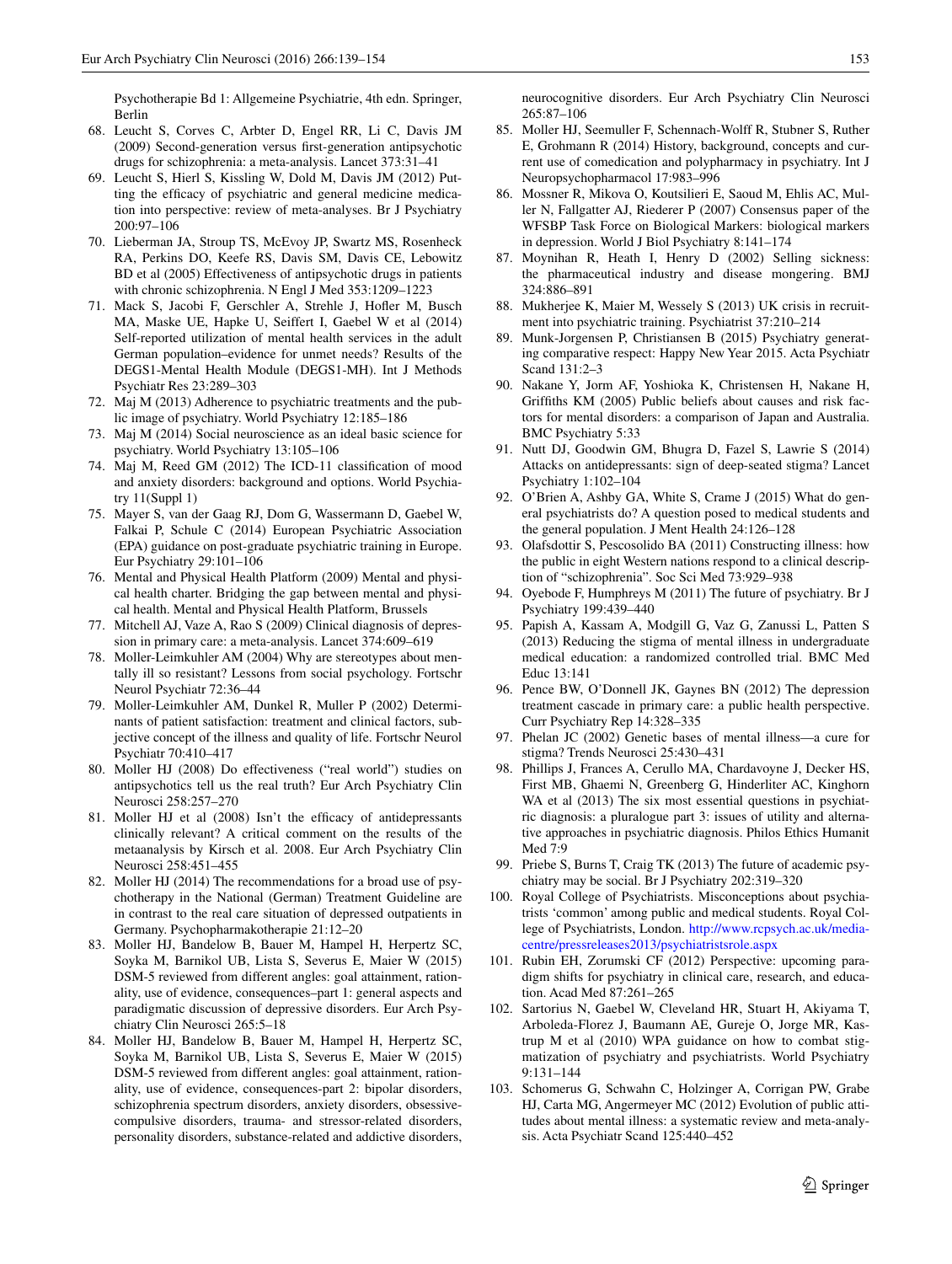Psychotherapie Bd 1: Allgemeine Psychiatrie, 4th edn. Springer, Berlin

68. Leucht S, Corves C, Arbter D, Engel RR, Li C, Davis JM (2009) Second-generation versus first-generation antipsychotic drugs for schizophrenia: a meta-analysis. Lancet 373:31–41
69. Leucht S, Hierl S, Kissling W, Dold M, Davis JM (2012) Putting the efficacy of psychiatric and general medicine medication into perspective: review of meta-analyses. Br J Psychiatry 200:97–106
70. Lieberman JA, Stroup TS, McEvoy JP, Swartz MS, Rosenheck RA, Perkins DO, Keefe RS, Davis SM, Davis CE, Lebowitz BD et al (2005) Effectiveness of antipsychotic drugs in patients with chronic schizophrenia. N Engl J Med 353:1209–1223
71. Mack S, Jacobi F, Gerschler A, Strehle J, Hofler M, Busch MA, Maske UE, Hapke U, Seiffert I, Gaebel W et al (2014) Self-reported utilization of mental health services in the adult German population–evidence for unmet needs? Results of the DEGS1-Mental Health Module (DEGS1-MH). Int J Methods Psychiatr Res 23:289–303
72. Maj M (2013) Adherence to psychiatric treatments and the public image of psychiatry. World Psychiatry 12:185–186
73. Maj M (2014) Social neuroscience as an ideal basic science for psychiatry. World Psychiatry 13:105–106
74. Maj M, Reed GM (2012) The ICD-11 classification of mood and anxiety disorders: background and options. World Psychiatry 11(Suppl 1)
75. Mayer S, van der Gaag RJ, Dom G, Wassermann D, Gaebel W, Falkai P, Schule C (2014) European Psychiatric Association (EPA) guidance on post-graduate psychiatric training in Europe. Eur Psychiatry 29:101–106
76. Mental and Physical Health Platform (2009) Mental and physical health charter. Bridging the gap between mental and physical health. Mental and Physical Health Platform, Brussels
77. Mitchell AJ, Vaze A, Rao S (2009) Clinical diagnosis of depression in primary care: a meta-analysis. Lancet 374:609–619
78. Moller-Leimkuhler AM (2004) Why are stereotypes about mentally ill so resistant? Lessons from social psychology. Fortschr Neurol Psychiatr 72:36–44
79. Moller-Leimkuhler AM, Dunkel R, Muller P (2002) Determinants of patient satisfaction: treatment and clinical factors, subjective concept of the illness and quality of life. Fortschr Neurol Psychiatr 70:410–417
80. Moller HJ (2008) Do effectiveness ("real world") studies on antipsychotics tell us the real truth? Eur Arch Psychiatry Clin Neurosci 258:257–270
81. Moller HJ et al (2008) Isn't the efficacy of antidepressants clinically relevant? A critical comment on the results of the metaanalysis by Kirsch et al. 2008. Eur Arch Psychiatry Clin Neurosci 258:451–455
82. Moller HJ (2014) The recommendations for a broad use of psychotherapy in the National (German) Treatment Guideline are in contrast to the real care situation of depressed outpatients in Germany. Psychopharmakotherapie 21:12–20
83. Moller HJ, Bandelow B, Bauer M, Hampel H, Herpertz SC, Soyka M, Barnikol UB, Lista S, Severus E, Maier W (2015) DSM-5 reviewed from different angles: goal attainment, rationality, use of evidence, consequences–part 1: general aspects and paradigmatic discussion of depressive disorders. Eur Arch Psychiatry Clin Neurosci 265:5–18
84. Moller HJ, Bandelow B, Bauer M, Hampel H, Herpertz SC, Soyka M, Barnikol UB, Lista S, Severus E, Maier W (2015) DSM-5 reviewed from different angles: goal attainment, rationality, use of evidence, consequences-part 2: bipolar disorders, schizophrenia spectrum disorders, anxiety disorders, obsessive-compulsive disorders, trauma- and stressor-related disorders, personality disorders, substance-related and addictive disorders, neurocognitive disorders. Eur Arch Psychiatry Clin Neurosci 265:87–106
85. Moller HJ, Seemuller F, Schennach-Wolff R, Stubner S, Ruther E, Grohmann R (2014) History, background, concepts and current use of comedication and polypharmacy in psychiatry. Int J Neuropsychopharmacol 17:983–996
86. Mossner R, Mikova O, Koutsilieri E, Saoud M, Ehlis AC, Muller N, Fallgatter AJ, Riederer P (2007) Consensus paper of the WFSBP Task Force on Biological Markers: biological markers in depression. World J Biol Psychiatry 8:141–174
87. Moynihan R, Heath I, Henry D (2002) Selling sickness: the pharmaceutical industry and disease mongering. BMJ 324:886–891
88. Mukherjee K, Maier M, Wessely S (2013) UK crisis in recruitment into psychiatric training. Psychiatrist 37:210–214
89. Munk-Jorgensen P, Christiansen B (2015) Psychiatry generating comparative respect: Happy New Year 2015. Acta Psychiatr Scand 131:2–3
90. Nakane Y, Jorm AF, Yoshioka K, Christensen H, Nakane H, Griffiths KM (2005) Public beliefs about causes and risk factors for mental disorders: a comparison of Japan and Australia. BMC Psychiatry 5:33
91. Nutt DJ, Goodwin GM, Bhugra D, Fazel S, Lawrie S (2014) Attacks on antidepressants: sign of deep-seated stigma? Lancet Psychiatry 1:102–104
92. O'Brien A, Ashby GA, White S, Crame J (2015) What do general psychiatrists do? A question posed to medical students and the general population. J Ment Health 24:126–128
93. Olafsdottir S, Pescosolido BA (2011) Constructing illness: how the public in eight Western nations respond to a clinical description of "schizophrenia". Soc Sci Med 73:929–938
94. Oyebode F, Humphreys M (2011) The future of psychiatry. Br J Psychiatry 199:439–440
95. Papish A, Kassam A, Modgill G, Vaz G, Zanussi L, Patten S (2013) Reducing the stigma of mental illness in undergraduate medical education: a randomized controlled trial. BMC Med Educ 13:141
96. Pence BW, O'Donnell JK, Gaynes BN (2012) The depression treatment cascade in primary care: a public health perspective. Curr Psychiatry Rep 14:328–335
97. Phelan JC (2002) Genetic bases of mental illness—a cure for stigma? Trends Neurosci 25:430–431
98. Phillips J, Frances A, Cerullo MA, Chardavoyne J, Decker HS, First MB, Ghaemi N, Greenberg G, Hinderliter AC, Kinghorn WA et al (2013) The six most essential questions in psychiatric diagnosis: a pluralogue part 3: issues of utility and alternative approaches in psychiatric diagnosis. Philos Ethics Humanit Med 7:9
99. Priebe S, Burns T, Craig TK (2013) The future of academic psychiatry may be social. Br J Psychiatry 202:319–320
100. Royal College of Psychiatrists. Misconceptions about psychiatrists 'common' among public and medical students. Royal College of Psychiatrists, London. http://www.rcpsych.ac.uk/mediacentre/pressreleases2013/psychiatristsrole.aspx
101. Rubin EH, Zorumski CF (2012) Perspective: upcoming paradigm shifts for psychiatry in clinical care, research, and education. Acad Med 87:261–265
102. Sartorius N, Gaebel W, Cleveland HR, Stuart H, Akiyama T, Arboleda-Florez J, Baumann AE, Gureje O, Jorge MR, Kastrup M et al (2010) WPA guidance on how to combat stigmatization of psychiatry and psychiatrists. World Psychiatry 9:131–144
103. Schomerus G, Schwahn C, Holzinger A, Corrigan PW, Grabe HJ, Carta MG, Angermeyer MC (2012) Evolution of public attitudes about mental illness: a systematic review and meta-analysis. Acta Psychiatr Scand 125:440–452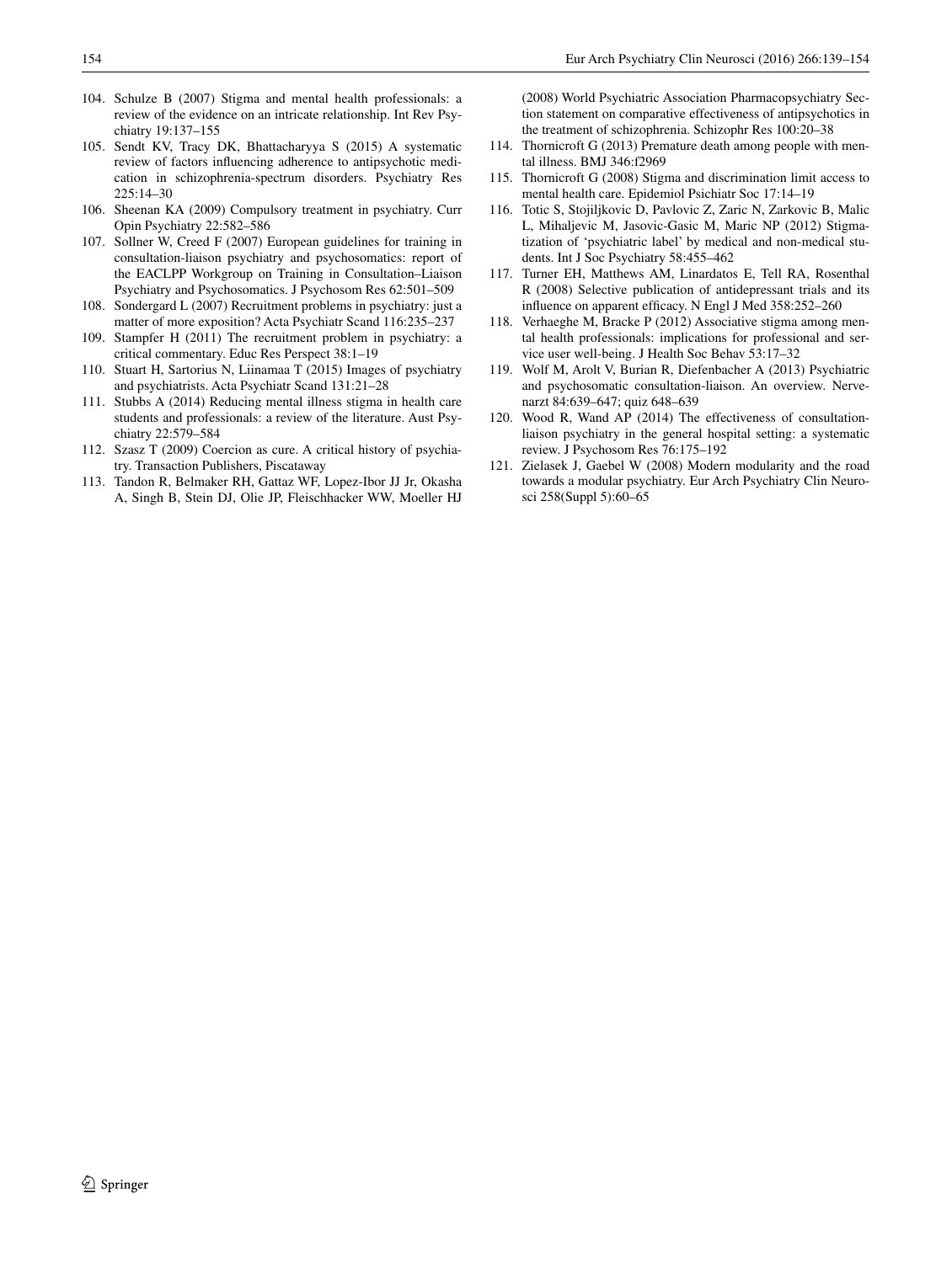104. Schulze B (2007) Stigma and mental health professionals: a review of the evidence on an intricate relationship. Int Rev Psychiatry 19:137–155
105. Sendt KV, Tracy DK, Bhattacharyya S (2015) A systematic review of factors influencing adherence to antipsychotic medication in schizophrenia-spectrum disorders. Psychiatry Res 225:14–30
106. Sheenan KA (2009) Compulsory treatment in psychiatry. Curr Opin Psychiatry 22:582–586
107. Sollner W, Creed F (2007) European guidelines for training in consultation-liaison psychiatry and psychosomatics: report of the EACLPP Workgroup on Training in Consultation–Liaison Psychiatry and Psychosomatics. J Psychosom Res 62:501–509
108. Sondergard L (2007) Recruitment problems in psychiatry: just a matter of more exposition? Acta Psychiatr Scand 116:235–237
109. Stampfer H (2011) The recruitment problem in psychiatry: a critical commentary. Educ Res Perspect 38:1–19
110. Stuart H, Sartorius N, Liinamaa T (2015) Images of psychiatry and psychiatrists. Acta Psychiatr Scand 131:21–28
111. Stubbs A (2014) Reducing mental illness stigma in health care students and professionals: a review of the literature. Aust Psychiatry 22:579–584
112. Szasz T (2009) Coercion as cure. A critical history of psychiatry. Transaction Publishers, Piscataway
113. Tandon R, Belmaker RH, Gattaz WF, Lopez-Ibor JJ Jr, Okasha A, Singh B, Stein DJ, Olie JP, Fleischhacker WW, Moeller HJ (2008) World Psychiatric Association Pharmacopsychiatry Section statement on comparative effectiveness of antipsychotics in the treatment of schizophrenia. Schizophr Res 100:20–38
114. Thornicroft G (2013) Premature death among people with mental illness. BMJ 346:f2969
115. Thornicroft G (2008) Stigma and discrimination limit access to mental health care. Epidemiol Psichiatr Soc 17:14–19
116. Totic S, Stojiljkovic D, Pavlovic Z, Zaric N, Zarkovic B, Malic L, Mihaljevic M, Jasovic-Gasic M, Maric NP (2012) Stigmatization of 'psychiatric label' by medical and non-medical students. Int J Soc Psychiatry 58:455–462
117. Turner EH, Matthews AM, Linardatos E, Tell RA, Rosenthal R (2008) Selective publication of antidepressant trials and its influence on apparent efficacy. N Engl J Med 358:252–260
118. Verhaeghe M, Bracke P (2012) Associative stigma among mental health professionals: implications for professional and service user well-being. J Health Soc Behav 53:17–32
119. Wolf M, Arolt V, Burian R, Diefenbacher A (2013) Psychiatric and psychosomatic consultation-liaison. An overview. Nervenarzt 84:639–647; quiz 648–639
120. Wood R, Wand AP (2014) The effectiveness of consultation-liaison psychiatry in the general hospital setting: a systematic review. J Psychosom Res 76:175–192
121. Zielasek J, Gaebel W (2008) Modern modularity and the road towards a modular psychiatry. Eur Arch Psychiatry Clin Neurosci 258(Suppl 5):60–65